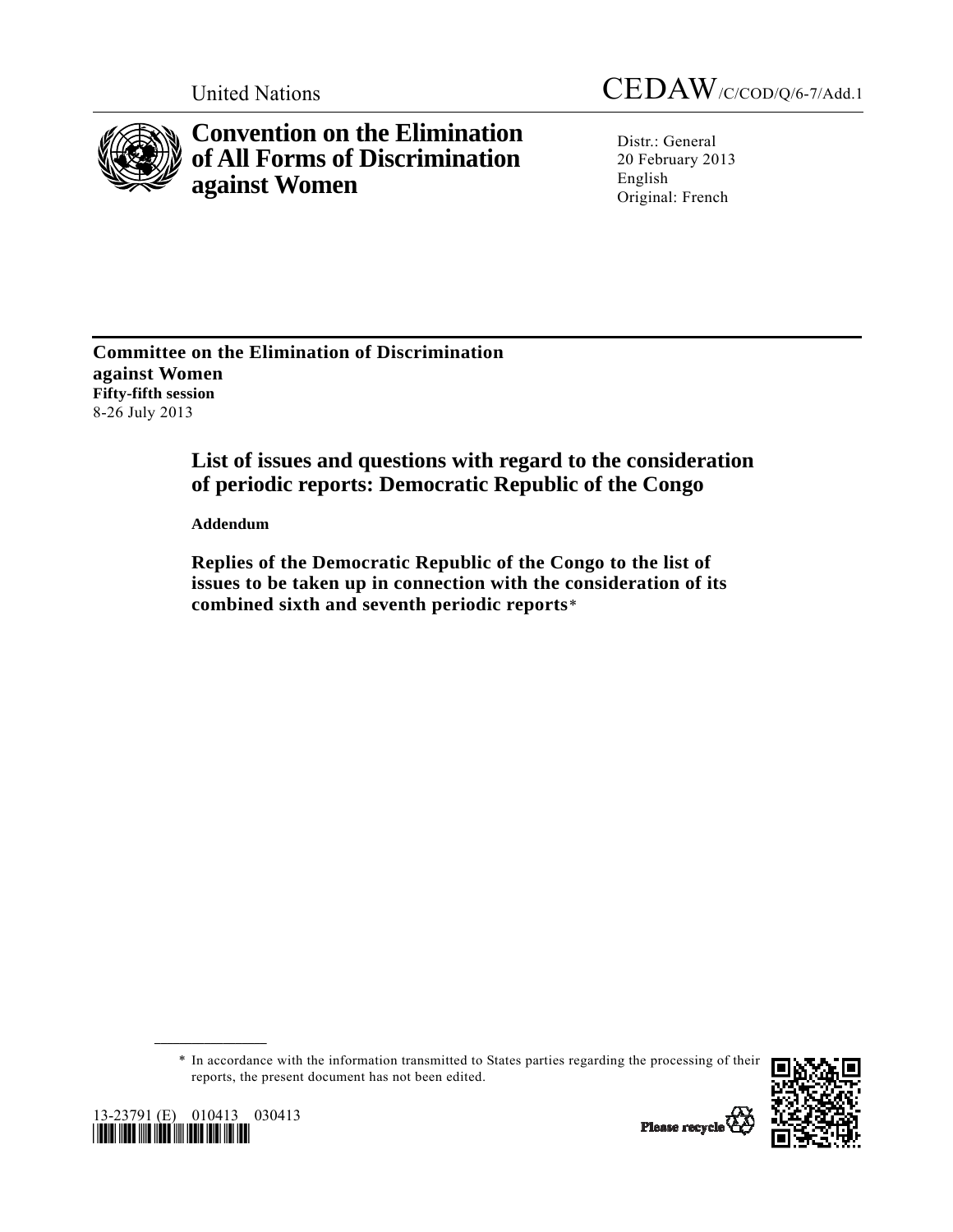United Nations CEDAW/C/COD/Q/6-7/Add.1

# Convention on the Elimination of All Forms of Discrimination against Women

Distr.: General
20 February 2013
English
Original: French

**Committee on the Elimination of Discrimination against Women**
**Fifty-fifth session**
8-26 July 2013

## List of issues and questions with regard to the consideration of periodic reports: Democratic Republic of the Congo

**Addendum**

**Replies of the Democratic Republic of the Congo to the list of issues to be taken up in connection with the consideration of its combined sixth and seventh periodic reports***

\* In accordance with the information transmitted to States parties regarding the processing of their reports, the present document has not been edited.

13-23791 (E) 010413 030413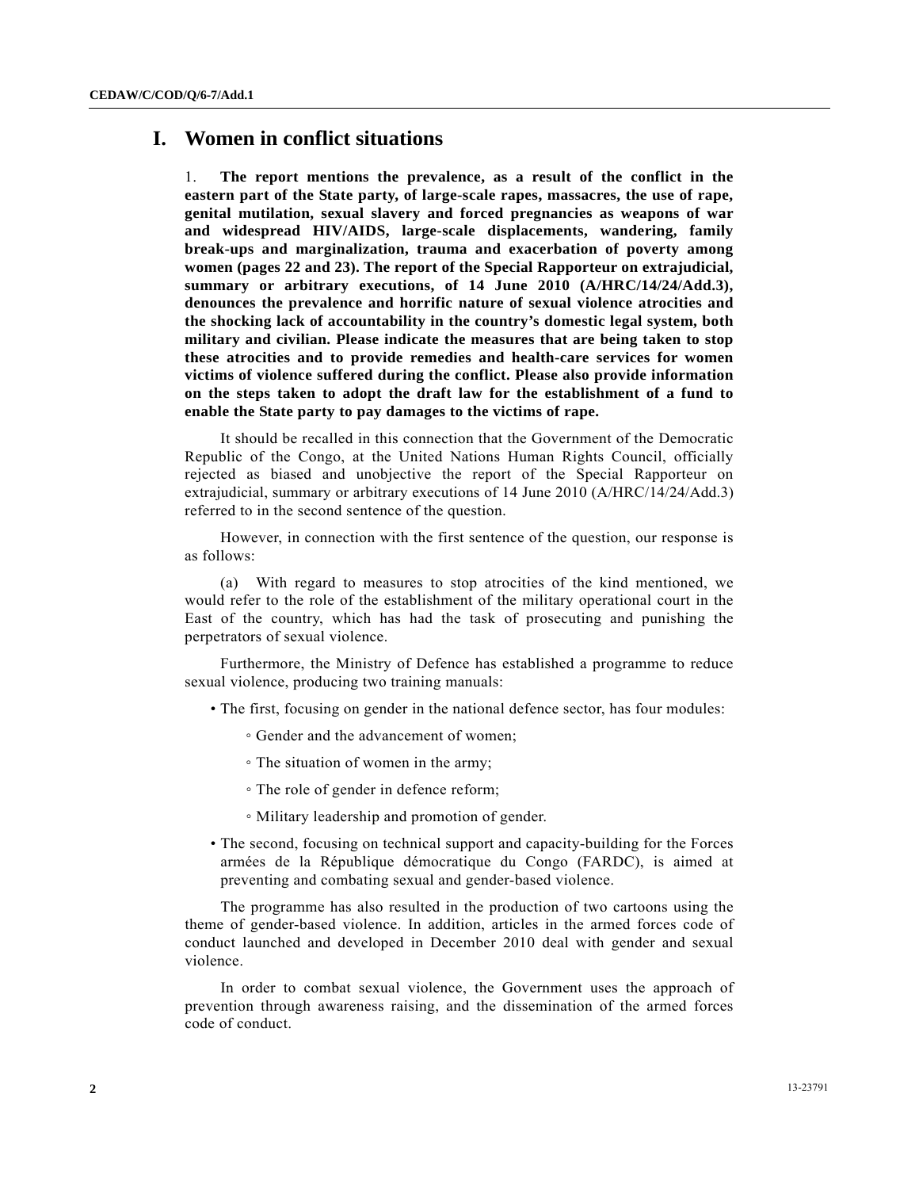# I. Women in conflict situations

1. **The report mentions the prevalence, as a result of the conflict in the eastern part of the State party, of large-scale rapes, massacres, the use of rape, genital mutilation, sexual slavery and forced pregnancies as weapons of war and widespread HIV/AIDS, large-scale displacements, wandering, family break-ups and marginalization, trauma and exacerbation of poverty among women (pages 22 and 23). The report of the Special Rapporteur on extrajudicial, summary or arbitrary executions, of 14 June 2010 (A/HRC/14/24/Add.3), denounces the prevalence and horrific nature of sexual violence atrocities and the shocking lack of accountability in the country's domestic legal system, both military and civilian. Please indicate the measures that are being taken to stop these atrocities and to provide remedies and health-care services for women victims of violence suffered during the conflict. Please also provide information on the steps taken to adopt the draft law for the establishment of a fund to enable the State party to pay damages to the victims of rape.**

It should be recalled in this connection that the Government of the Democratic Republic of the Congo, at the United Nations Human Rights Council, officially rejected as biased and unobjective the report of the Special Rapporteur on extrajudicial, summary or arbitrary executions of 14 June 2010 (A/HRC/14/24/Add.3) referred to in the second sentence of the question.

However, in connection with the first sentence of the question, our response is as follows:

(a) With regard to measures to stop atrocities of the kind mentioned, we would refer to the role of the establishment of the military operational court in the East of the country, which has had the task of prosecuting and punishing the perpetrators of sexual violence.

Furthermore, the Ministry of Defence has established a programme to reduce sexual violence, producing two training manuals:

- The first, focusing on gender in the national defence sector, has four modules:
  - Gender and the advancement of women;
  - The situation of women in the army;
  - The role of gender in defence reform;
  - Military leadership and promotion of gender.
- The second, focusing on technical support and capacity-building for the Forces armées de la République démocratique du Congo (FARDC), is aimed at preventing and combating sexual and gender-based violence.

The programme has also resulted in the production of two cartoons using the theme of gender-based violence. In addition, articles in the armed forces code of conduct launched and developed in December 2010 deal with gender and sexual violence.

In order to combat sexual violence, the Government uses the approach of prevention through awareness raising, and the dissemination of the armed forces code of conduct.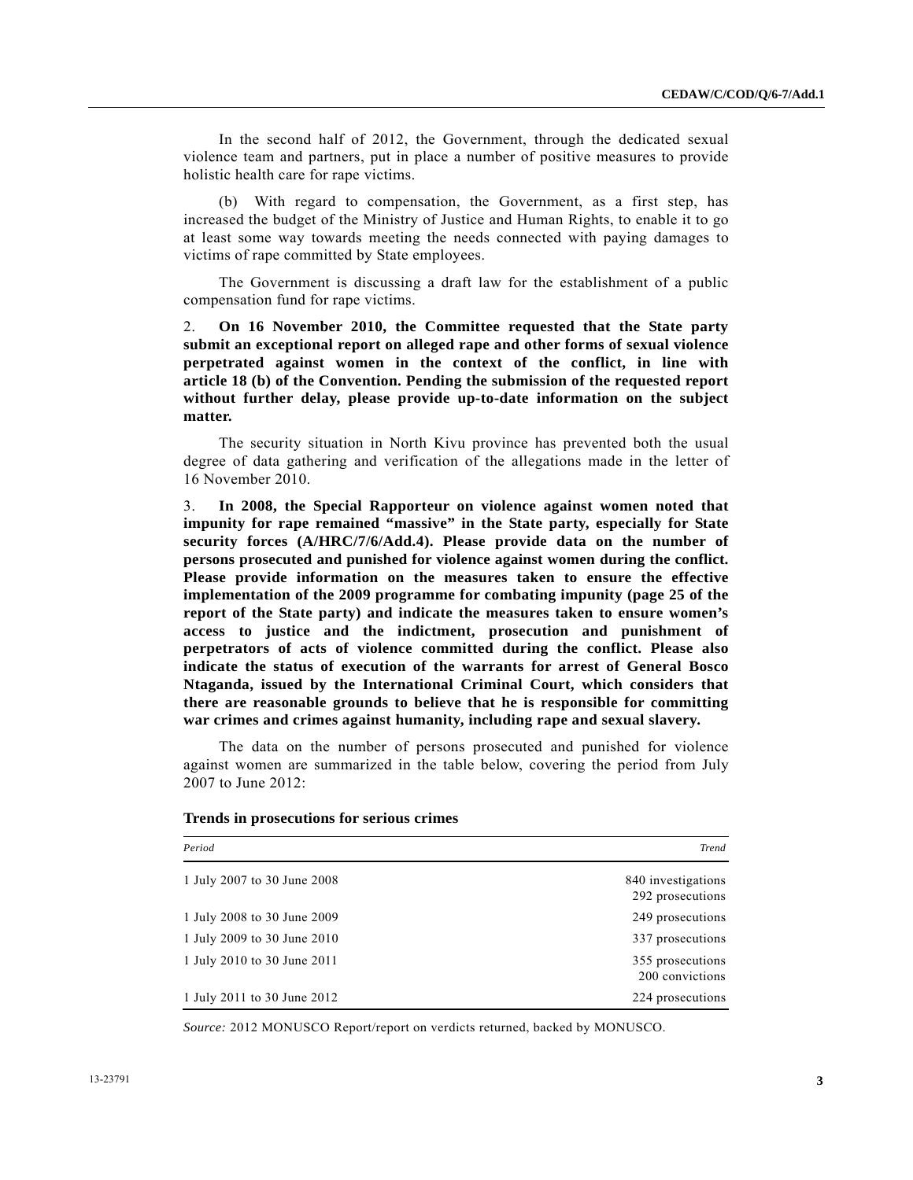In the second half of 2012, the Government, through the dedicated sexual violence team and partners, put in place a number of positive measures to provide holistic health care for rape victims.

(b) With regard to compensation, the Government, as a first step, has increased the budget of the Ministry of Justice and Human Rights, to enable it to go at least some way towards meeting the needs connected with paying damages to victims of rape committed by State employees.

The Government is discussing a draft law for the establishment of a public compensation fund for rape victims.

2. **On 16 November 2010, the Committee requested that the State party submit an exceptional report on alleged rape and other forms of sexual violence perpetrated against women in the context of the conflict, in line with article 18 (b) of the Convention. Pending the submission of the requested report without further delay, please provide up-to-date information on the subject matter.**

The security situation in North Kivu province has prevented both the usual degree of data gathering and verification of the allegations made in the letter of 16 November 2010.

3. **In 2008, the Special Rapporteur on violence against women noted that impunity for rape remained "massive" in the State party, especially for State security forces (A/HRC/7/6/Add.4). Please provide data on the number of persons prosecuted and punished for violence against women during the conflict. Please provide information on the measures taken to ensure the effective implementation of the 2009 programme for combating impunity (page 25 of the report of the State party) and indicate the measures taken to ensure women's access to justice and the indictment, prosecution and punishment of perpetrators of acts of violence committed during the conflict. Please also indicate the status of execution of the warrants for arrest of General Bosco Ntaganda, issued by the International Criminal Court, which considers that there are reasonable grounds to believe that he is responsible for committing war crimes and crimes against humanity, including rape and sexual slavery.**

The data on the number of persons prosecuted and punished for violence against women are summarized in the table below, covering the period from July 2007 to June 2012:

**Trends in prosecutions for serious crimes**

| *Period* | *Trend* |
|---|---|
| 1 July 2007 to 30 June 2008 | 840 investigations<br>292 prosecutions |
| 1 July 2008 to 30 June 2009 | 249 prosecutions |
| 1 July 2009 to 30 June 2010 | 337 prosecutions |
| 1 July 2010 to 30 June 2011 | 355 prosecutions<br>200 convictions |
| 1 July 2011 to 30 June 2012 | 224 prosecutions |

*Source:* 2012 MONUSCO Report/report on verdicts returned, backed by MONUSCO.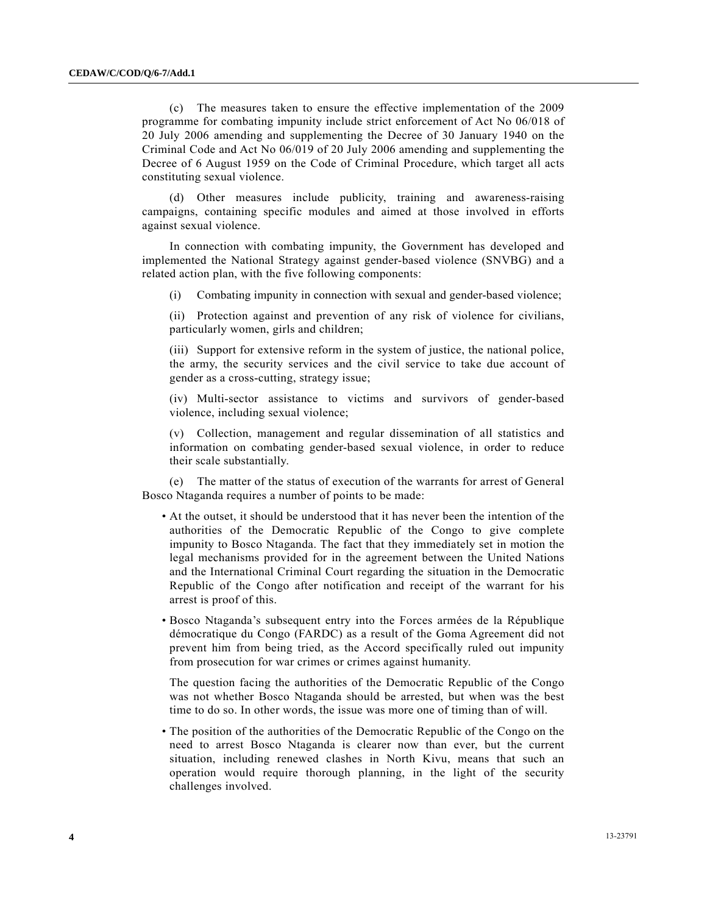(c) The measures taken to ensure the effective implementation of the 2009 programme for combating impunity include strict enforcement of Act No 06/018 of 20 July 2006 amending and supplementing the Decree of 30 January 1940 on the Criminal Code and Act No 06/019 of 20 July 2006 amending and supplementing the Decree of 6 August 1959 on the Code of Criminal Procedure, which target all acts constituting sexual violence.

(d) Other measures include publicity, training and awareness-raising campaigns, containing specific modules and aimed at those involved in efforts against sexual violence.

In connection with combating impunity, the Government has developed and implemented the National Strategy against gender-based violence (SNVBG) and a related action plan, with the five following components:

(i) Combating impunity in connection with sexual and gender-based violence;

(ii) Protection against and prevention of any risk of violence for civilians, particularly women, girls and children;

(iii) Support for extensive reform in the system of justice, the national police, the army, the security services and the civil service to take due account of gender as a cross-cutting, strategy issue;

(iv) Multi-sector assistance to victims and survivors of gender-based violence, including sexual violence;

(v) Collection, management and regular dissemination of all statistics and information on combating gender-based sexual violence, in order to reduce their scale substantially.

(e) The matter of the status of execution of the warrants for arrest of General Bosco Ntaganda requires a number of points to be made:

- At the outset, it should be understood that it has never been the intention of the authorities of the Democratic Republic of the Congo to give complete impunity to Bosco Ntaganda. The fact that they immediately set in motion the legal mechanisms provided for in the agreement between the United Nations and the International Criminal Court regarding the situation in the Democratic Republic of the Congo after notification and receipt of the warrant for his arrest is proof of this.

- Bosco Ntaganda's subsequent entry into the Forces armées de la République démocratique du Congo (FARDC) as a result of the Goma Agreement did not prevent him from being tried, as the Accord specifically ruled out impunity from prosecution for war crimes or crimes against humanity.

  The question facing the authorities of the Democratic Republic of the Congo was not whether Bosco Ntaganda should be arrested, but when was the best time to do so. In other words, the issue was more one of timing than of will.

- The position of the authorities of the Democratic Republic of the Congo on the need to arrest Bosco Ntaganda is clearer now than ever, but the current situation, including renewed clashes in North Kivu, means that such an operation would require thorough planning, in the light of the security challenges involved.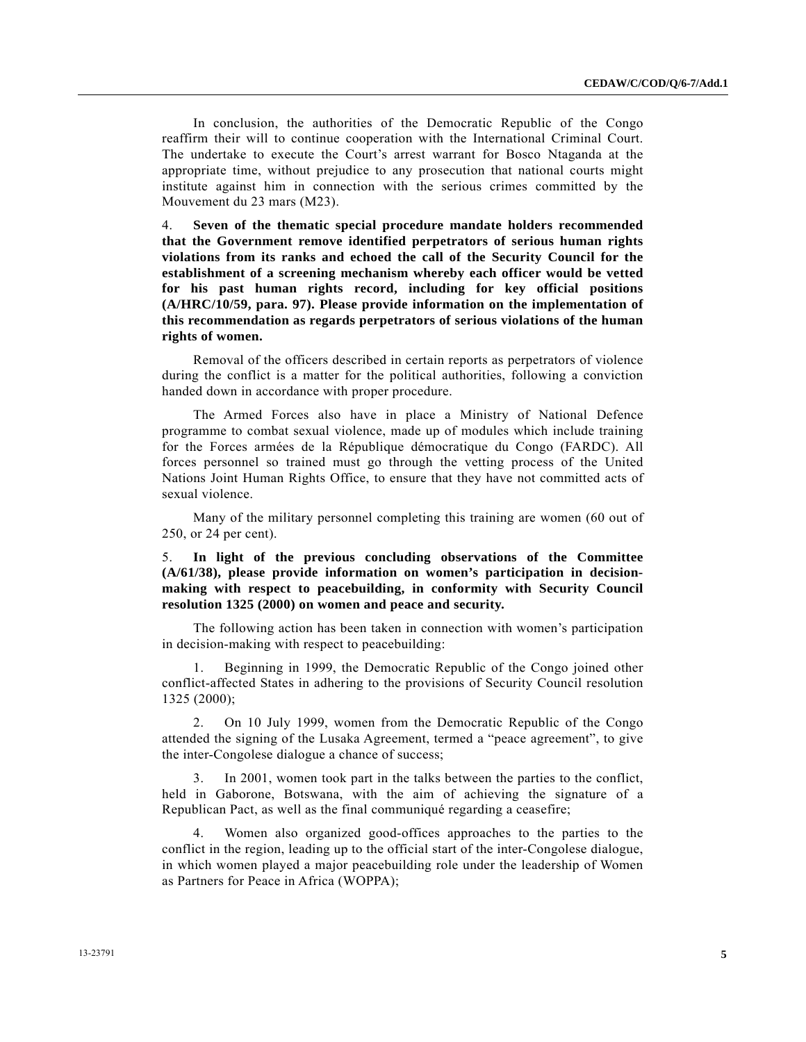In conclusion, the authorities of the Democratic Republic of the Congo reaffirm their will to continue cooperation with the International Criminal Court. The undertake to execute the Court's arrest warrant for Bosco Ntaganda at the appropriate time, without prejudice to any prosecution that national courts might institute against him in connection with the serious crimes committed by the Mouvement du 23 mars (M23).

4. **Seven of the thematic special procedure mandate holders recommended that the Government remove identified perpetrators of serious human rights violations from its ranks and echoed the call of the Security Council for the establishment of a screening mechanism whereby each officer would be vetted for his past human rights record, including for key official positions (A/HRC/10/59, para. 97). Please provide information on the implementation of this recommendation as regards perpetrators of serious violations of the human rights of women.**

Removal of the officers described in certain reports as perpetrators of violence during the conflict is a matter for the political authorities, following a conviction handed down in accordance with proper procedure.

The Armed Forces also have in place a Ministry of National Defence programme to combat sexual violence, made up of modules which include training for the Forces armées de la République démocratique du Congo (FARDC). All forces personnel so trained must go through the vetting process of the United Nations Joint Human Rights Office, to ensure that they have not committed acts of sexual violence.

Many of the military personnel completing this training are women (60 out of 250, or 24 per cent).

5. **In light of the previous concluding observations of the Committee (A/61/38), please provide information on women's participation in decision-making with respect to peacebuilding, in conformity with Security Council resolution 1325 (2000) on women and peace and security.**

The following action has been taken in connection with women's participation in decision-making with respect to peacebuilding:

1. Beginning in 1999, the Democratic Republic of the Congo joined other conflict-affected States in adhering to the provisions of Security Council resolution 1325 (2000);

2. On 10 July 1999, women from the Democratic Republic of the Congo attended the signing of the Lusaka Agreement, termed a "peace agreement", to give the inter-Congolese dialogue a chance of success;

3. In 2001, women took part in the talks between the parties to the conflict, held in Gaborone, Botswana, with the aim of achieving the signature of a Republican Pact, as well as the final communiqué regarding a ceasefire;

4. Women also organized good-offices approaches to the parties to the conflict in the region, leading up to the official start of the inter-Congolese dialogue, in which women played a major peacebuilding role under the leadership of Women as Partners for Peace in Africa (WOPPA);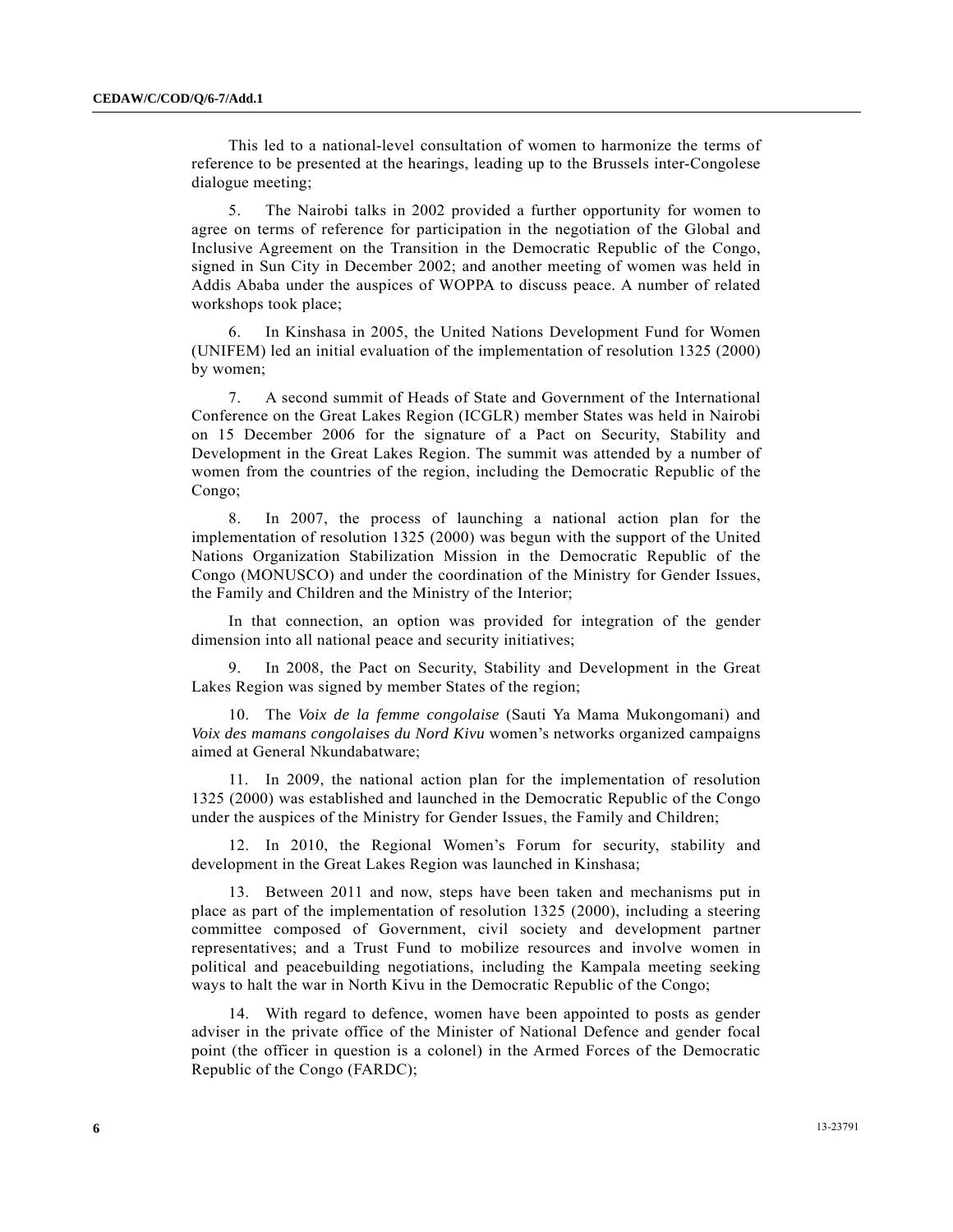This led to a national-level consultation of women to harmonize the terms of reference to be presented at the hearings, leading up to the Brussels inter-Congolese dialogue meeting;

5. The Nairobi talks in 2002 provided a further opportunity for women to agree on terms of reference for participation in the negotiation of the Global and Inclusive Agreement on the Transition in the Democratic Republic of the Congo, signed in Sun City in December 2002; and another meeting of women was held in Addis Ababa under the auspices of WOPPA to discuss peace. A number of related workshops took place;

6. In Kinshasa in 2005, the United Nations Development Fund for Women (UNIFEM) led an initial evaluation of the implementation of resolution 1325 (2000) by women;

7. A second summit of Heads of State and Government of the International Conference on the Great Lakes Region (ICGLR) member States was held in Nairobi on 15 December 2006 for the signature of a Pact on Security, Stability and Development in the Great Lakes Region. The summit was attended by a number of women from the countries of the region, including the Democratic Republic of the Congo;

8. In 2007, the process of launching a national action plan for the implementation of resolution 1325 (2000) was begun with the support of the United Nations Organization Stabilization Mission in the Democratic Republic of the Congo (MONUSCO) and under the coordination of the Ministry for Gender Issues, the Family and Children and the Ministry of the Interior;

In that connection, an option was provided for integration of the gender dimension into all national peace and security initiatives;

9. In 2008, the Pact on Security, Stability and Development in the Great Lakes Region was signed by member States of the region;

10. The *Voix de la femme congolaise* (Sauti Ya Mama Mukongomani) and *Voix des mamans congolaises du Nord Kivu* women's networks organized campaigns aimed at General Nkundabatware;

11. In 2009, the national action plan for the implementation of resolution 1325 (2000) was established and launched in the Democratic Republic of the Congo under the auspices of the Ministry for Gender Issues, the Family and Children;

12. In 2010, the Regional Women's Forum for security, stability and development in the Great Lakes Region was launched in Kinshasa;

13. Between 2011 and now, steps have been taken and mechanisms put in place as part of the implementation of resolution 1325 (2000), including a steering committee composed of Government, civil society and development partner representatives; and a Trust Fund to mobilize resources and involve women in political and peacebuilding negotiations, including the Kampala meeting seeking ways to halt the war in North Kivu in the Democratic Republic of the Congo;

14. With regard to defence, women have been appointed to posts as gender adviser in the private office of the Minister of National Defence and gender focal point (the officer in question is a colonel) in the Armed Forces of the Democratic Republic of the Congo (FARDC);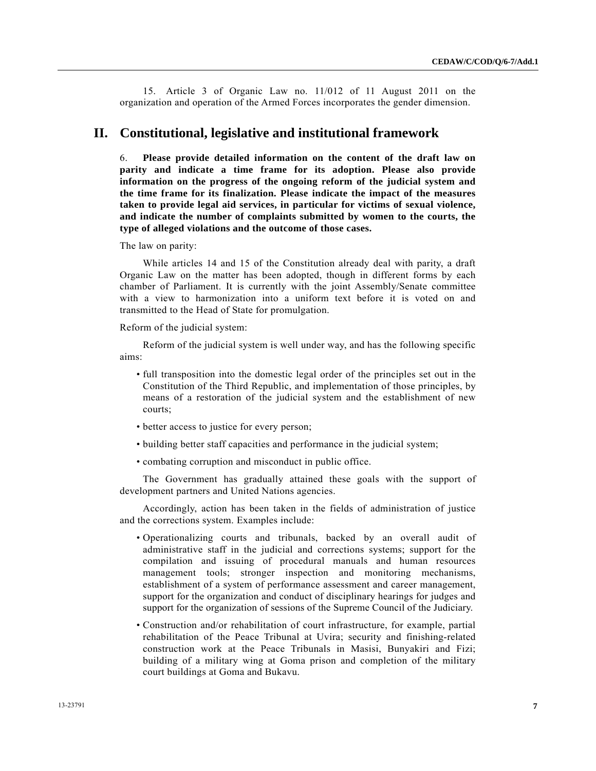15. Article 3 of Organic Law no. 11/012 of 11 August 2011 on the organization and operation of the Armed Forces incorporates the gender dimension.

# II. Constitutional, legislative and institutional framework

6. **Please provide detailed information on the content of the draft law on parity and indicate a time frame for its adoption. Please also provide information on the progress of the ongoing reform of the judicial system and the time frame for its finalization. Please indicate the impact of the measures taken to provide legal aid services, in particular for victims of sexual violence, and indicate the number of complaints submitted by women to the courts, the type of alleged violations and the outcome of those cases.**

The law on parity:

While articles 14 and 15 of the Constitution already deal with parity, a draft Organic Law on the matter has been adopted, though in different forms by each chamber of Parliament. It is currently with the joint Assembly/Senate committee with a view to harmonization into a uniform text before it is voted on and transmitted to the Head of State for promulgation.

Reform of the judicial system:

Reform of the judicial system is well under way, and has the following specific aims:

- full transposition into the domestic legal order of the principles set out in the Constitution of the Third Republic, and implementation of those principles, by means of a restoration of the judicial system and the establishment of new courts;
- better access to justice for every person;
- building better staff capacities and performance in the judicial system;
- combating corruption and misconduct in public office.

The Government has gradually attained these goals with the support of development partners and United Nations agencies.

Accordingly, action has been taken in the fields of administration of justice and the corrections system. Examples include:

- Operationalizing courts and tribunals, backed by an overall audit of administrative staff in the judicial and corrections systems; support for the compilation and issuing of procedural manuals and human resources management tools; stronger inspection and monitoring mechanisms, establishment of a system of performance assessment and career management, support for the organization and conduct of disciplinary hearings for judges and support for the organization of sessions of the Supreme Council of the Judiciary.
- Construction and/or rehabilitation of court infrastructure, for example, partial rehabilitation of the Peace Tribunal at Uvira; security and finishing-related construction work at the Peace Tribunals in Masisi, Bunyakiri and Fizi; building of a military wing at Goma prison and completion of the military court buildings at Goma and Bukavu.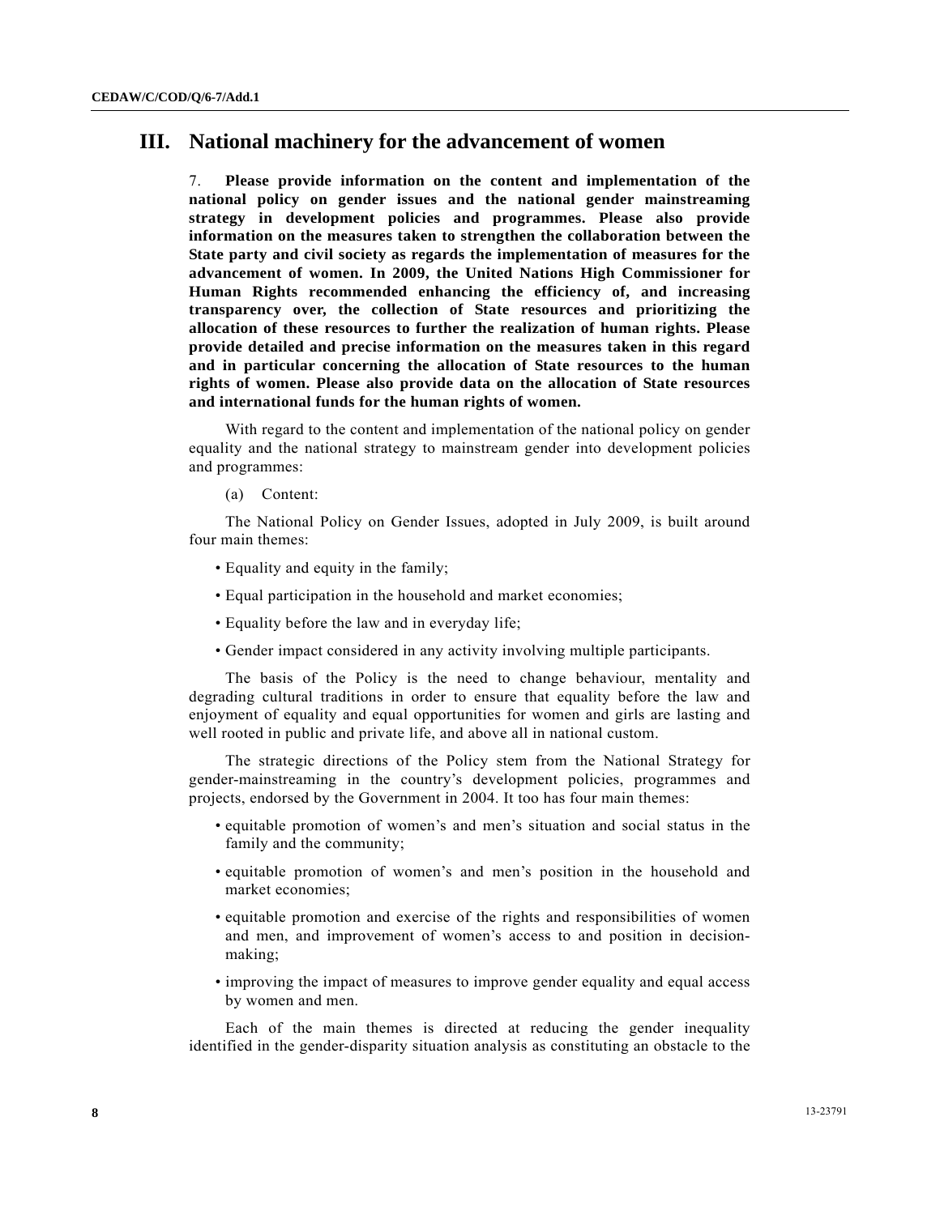# III. National machinery for the advancement of women

7. **Please provide information on the content and implementation of the national policy on gender issues and the national gender mainstreaming strategy in development policies and programmes. Please also provide information on the measures taken to strengthen the collaboration between the State party and civil society as regards the implementation of measures for the advancement of women. In 2009, the United Nations High Commissioner for Human Rights recommended enhancing the efficiency of, and increasing transparency over, the collection of State resources and prioritizing the allocation of these resources to further the realization of human rights. Please provide detailed and precise information on the measures taken in this regard and in particular concerning the allocation of State resources to the human rights of women. Please also provide data on the allocation of State resources and international funds for the human rights of women.**

With regard to the content and implementation of the national policy on gender equality and the national strategy to mainstream gender into development policies and programmes:

(a) Content:

The National Policy on Gender Issues, adopted in July 2009, is built around four main themes:

- Equality and equity in the family;
- Equal participation in the household and market economies;
- Equality before the law and in everyday life;
- Gender impact considered in any activity involving multiple participants.

The basis of the Policy is the need to change behaviour, mentality and degrading cultural traditions in order to ensure that equality before the law and enjoyment of equality and equal opportunities for women and girls are lasting and well rooted in public and private life, and above all in national custom.

The strategic directions of the Policy stem from the National Strategy for gender-mainstreaming in the country's development policies, programmes and projects, endorsed by the Government in 2004. It too has four main themes:

- equitable promotion of women's and men's situation and social status in the family and the community;
- equitable promotion of women's and men's position in the household and market economies;
- equitable promotion and exercise of the rights and responsibilities of women and men, and improvement of women's access to and position in decision-making;
- improving the impact of measures to improve gender equality and equal access by women and men.

Each of the main themes is directed at reducing the gender inequality identified in the gender-disparity situation analysis as constituting an obstacle to the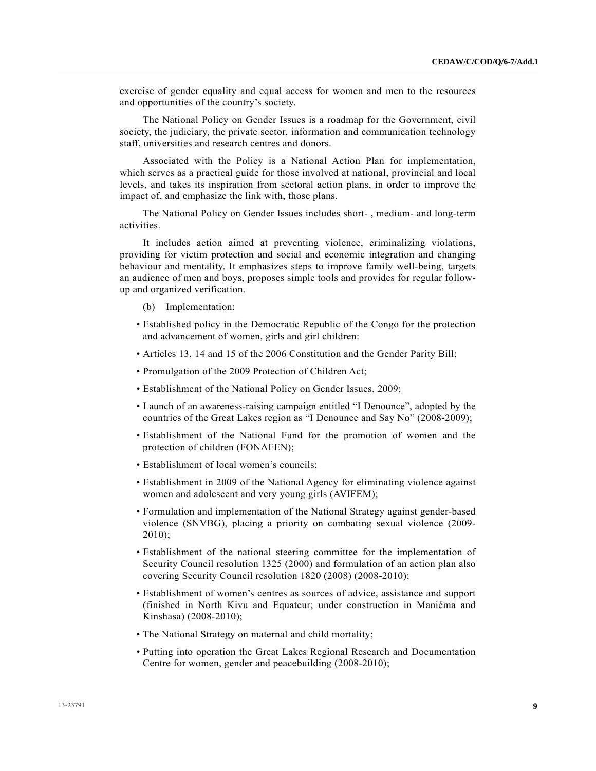exercise of gender equality and equal access for women and men to the resources and opportunities of the country's society.

The National Policy on Gender Issues is a roadmap for the Government, civil society, the judiciary, the private sector, information and communication technology staff, universities and research centres and donors.

Associated with the Policy is a National Action Plan for implementation, which serves as a practical guide for those involved at national, provincial and local levels, and takes its inspiration from sectoral action plans, in order to improve the impact of, and emphasize the link with, those plans.

The National Policy on Gender Issues includes short- , medium- and long-term activities.

It includes action aimed at preventing violence, criminalizing violations, providing for victim protection and social and economic integration and changing behaviour and mentality. It emphasizes steps to improve family well-being, targets an audience of men and boys, proposes simple tools and provides for regular follow-up and organized verification.

(b) Implementation:

- Established policy in the Democratic Republic of the Congo for the protection and advancement of women, girls and girl children:
- Articles 13, 14 and 15 of the 2006 Constitution and the Gender Parity Bill;
- Promulgation of the 2009 Protection of Children Act;
- Establishment of the National Policy on Gender Issues, 2009;
- Launch of an awareness-raising campaign entitled "I Denounce", adopted by the countries of the Great Lakes region as "I Denounce and Say No" (2008-2009);
- Establishment of the National Fund for the promotion of women and the protection of children (FONAFEN);
- Establishment of local women's councils;
- Establishment in 2009 of the National Agency for eliminating violence against women and adolescent and very young girls (AVIFEM);
- Formulation and implementation of the National Strategy against gender-based violence (SNVBG), placing a priority on combating sexual violence (2009-2010);
- Establishment of the national steering committee for the implementation of Security Council resolution 1325 (2000) and formulation of an action plan also covering Security Council resolution 1820 (2008) (2008-2010);
- Establishment of women's centres as sources of advice, assistance and support (finished in North Kivu and Equateur; under construction in Maniéma and Kinshasa) (2008-2010);
- The National Strategy on maternal and child mortality;
- Putting into operation the Great Lakes Regional Research and Documentation Centre for women, gender and peacebuilding (2008-2010);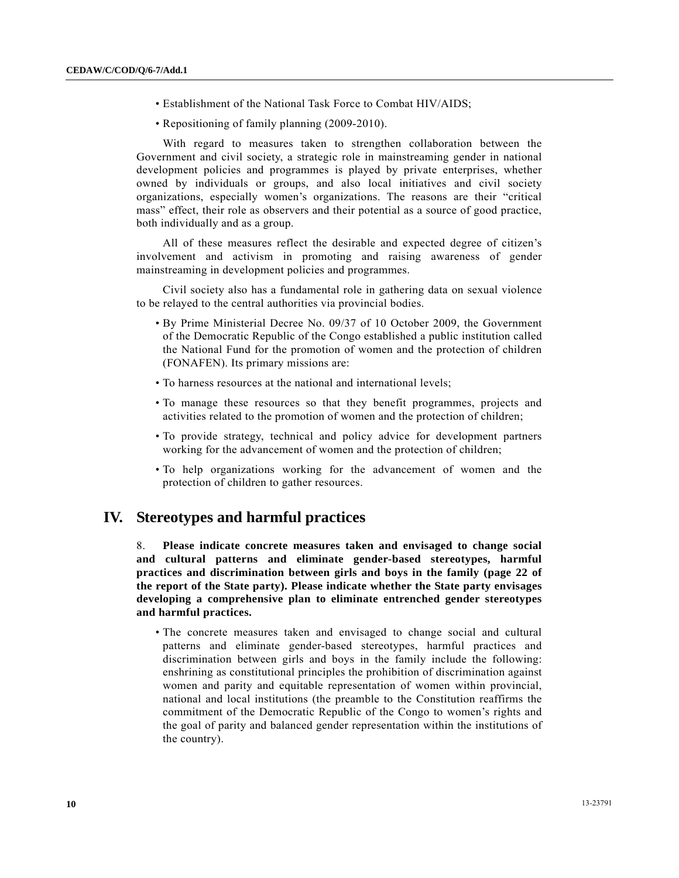- Establishment of the National Task Force to Combat HIV/AIDS;
- Repositioning of family planning (2009-2010).

With regard to measures taken to strengthen collaboration between the Government and civil society, a strategic role in mainstreaming gender in national development policies and programmes is played by private enterprises, whether owned by individuals or groups, and also local initiatives and civil society organizations, especially women's organizations. The reasons are their "critical mass" effect, their role as observers and their potential as a source of good practice, both individually and as a group.

All of these measures reflect the desirable and expected degree of citizen's involvement and activism in promoting and raising awareness of gender mainstreaming in development policies and programmes.

Civil society also has a fundamental role in gathering data on sexual violence to be relayed to the central authorities via provincial bodies.

- By Prime Ministerial Decree No. 09/37 of 10 October 2009, the Government of the Democratic Republic of the Congo established a public institution called the National Fund for the promotion of women and the protection of children (FONAFEN). Its primary missions are:
- To harness resources at the national and international levels;
- To manage these resources so that they benefit programmes, projects and activities related to the promotion of women and the protection of children;
- To provide strategy, technical and policy advice for development partners working for the advancement of women and the protection of children;
- To help organizations working for the advancement of women and the protection of children to gather resources.

## IV. Stereotypes and harmful practices

8. **Please indicate concrete measures taken and envisaged to change social and cultural patterns and eliminate gender-based stereotypes, harmful practices and discrimination between girls and boys in the family (page 22 of the report of the State party). Please indicate whether the State party envisages developing a comprehensive plan to eliminate entrenched gender stereotypes and harmful practices.**

- The concrete measures taken and envisaged to change social and cultural patterns and eliminate gender-based stereotypes, harmful practices and discrimination between girls and boys in the family include the following: enshrining as constitutional principles the prohibition of discrimination against women and parity and equitable representation of women within provincial, national and local institutions (the preamble to the Constitution reaffirms the commitment of the Democratic Republic of the Congo to women's rights and the goal of parity and balanced gender representation within the institutions of the country).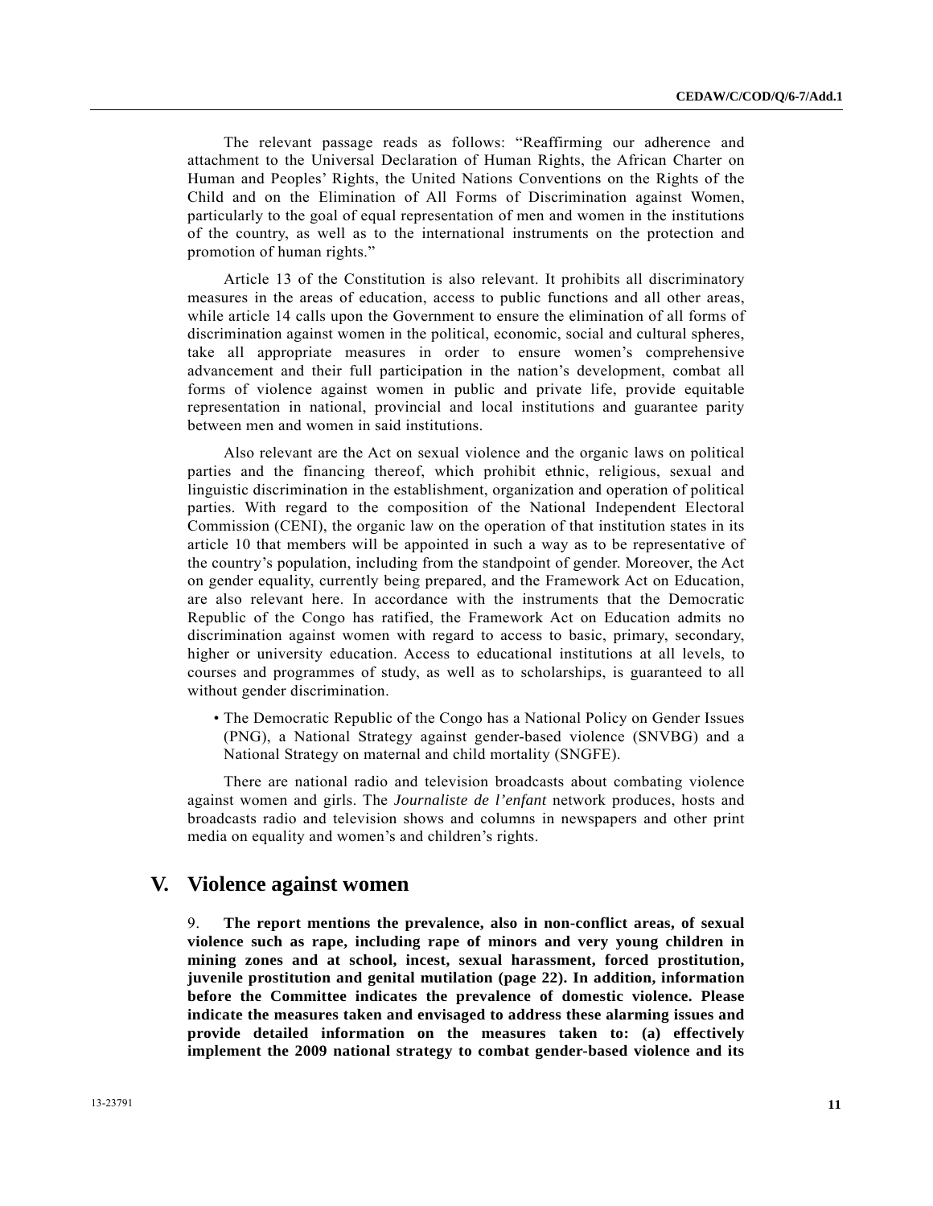The relevant passage reads as follows: "Reaffirming our adherence and attachment to the Universal Declaration of Human Rights, the African Charter on Human and Peoples' Rights, the United Nations Conventions on the Rights of the Child and on the Elimination of All Forms of Discrimination against Women, particularly to the goal of equal representation of men and women in the institutions of the country, as well as to the international instruments on the protection and promotion of human rights."

Article 13 of the Constitution is also relevant. It prohibits all discriminatory measures in the areas of education, access to public functions and all other areas, while article 14 calls upon the Government to ensure the elimination of all forms of discrimination against women in the political, economic, social and cultural spheres, take all appropriate measures in order to ensure women's comprehensive advancement and their full participation in the nation's development, combat all forms of violence against women in public and private life, provide equitable representation in national, provincial and local institutions and guarantee parity between men and women in said institutions.

Also relevant are the Act on sexual violence and the organic laws on political parties and the financing thereof, which prohibit ethnic, religious, sexual and linguistic discrimination in the establishment, organization and operation of political parties. With regard to the composition of the National Independent Electoral Commission (CENI), the organic law on the operation of that institution states in its article 10 that members will be appointed in such a way as to be representative of the country's population, including from the standpoint of gender. Moreover, the Act on gender equality, currently being prepared, and the Framework Act on Education, are also relevant here. In accordance with the instruments that the Democratic Republic of the Congo has ratified, the Framework Act on Education admits no discrimination against women with regard to access to basic, primary, secondary, higher or university education. Access to educational institutions at all levels, to courses and programmes of study, as well as to scholarships, is guaranteed to all without gender discrimination.

- The Democratic Republic of the Congo has a National Policy on Gender Issues (PNG), a National Strategy against gender-based violence (SNVBG) and a National Strategy on maternal and child mortality (SNGFE).

There are national radio and television broadcasts about combating violence against women and girls. The *Journaliste de l'enfant* network produces, hosts and broadcasts radio and television shows and columns in newspapers and other print media on equality and women's and children's rights.

## V. Violence against women

9. **The report mentions the prevalence, also in non-conflict areas, of sexual violence such as rape, including rape of minors and very young children in mining zones and at school, incest, sexual harassment, forced prostitution, juvenile prostitution and genital mutilation (page 22). In addition, information before the Committee indicates the prevalence of domestic violence. Please indicate the measures taken and envisaged to address these alarming issues and provide detailed information on the measures taken to: (a) effectively implement the 2009 national strategy to combat gender-based violence and its**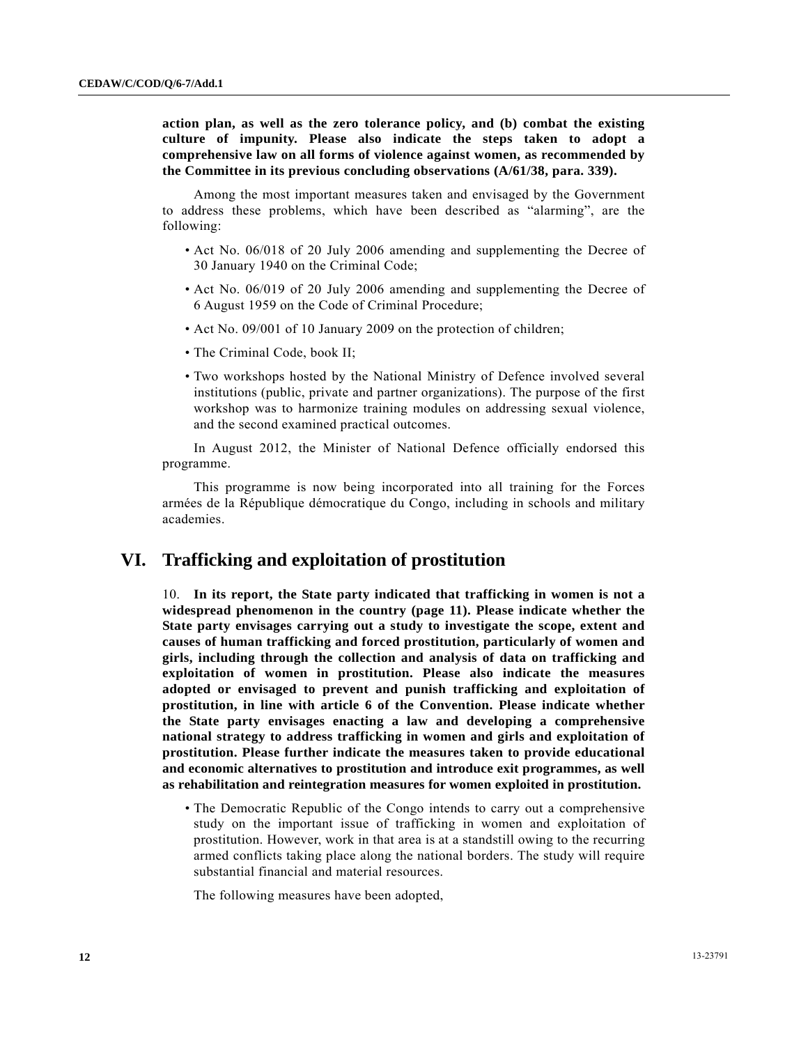**action plan, as well as the zero tolerance policy, and (b) combat the existing culture of impunity. Please also indicate the steps taken to adopt a comprehensive law on all forms of violence against women, as recommended by the Committee in its previous concluding observations (A/61/38, para. 339).**

Among the most important measures taken and envisaged by the Government to address these problems, which have been described as "alarming", are the following:

- Act No. 06/018 of 20 July 2006 amending and supplementing the Decree of 30 January 1940 on the Criminal Code;
- Act No. 06/019 of 20 July 2006 amending and supplementing the Decree of 6 August 1959 on the Code of Criminal Procedure;
- Act No. 09/001 of 10 January 2009 on the protection of children;
- The Criminal Code, book II;
- Two workshops hosted by the National Ministry of Defence involved several institutions (public, private and partner organizations). The purpose of the first workshop was to harmonize training modules on addressing sexual violence, and the second examined practical outcomes.

In August 2012, the Minister of National Defence officially endorsed this programme.

This programme is now being incorporated into all training for the Forces armées de la République démocratique du Congo, including in schools and military academies.

## VI. Trafficking and exploitation of prostitution

10. **In its report, the State party indicated that trafficking in women is not a widespread phenomenon in the country (page 11). Please indicate whether the State party envisages carrying out a study to investigate the scope, extent and causes of human trafficking and forced prostitution, particularly of women and girls, including through the collection and analysis of data on trafficking and exploitation of women in prostitution. Please also indicate the measures adopted or envisaged to prevent and punish trafficking and exploitation of prostitution, in line with article 6 of the Convention. Please indicate whether the State party envisages enacting a law and developing a comprehensive national strategy to address trafficking in women and girls and exploitation of prostitution. Please further indicate the measures taken to provide educational and economic alternatives to prostitution and introduce exit programmes, as well as rehabilitation and reintegration measures for women exploited in prostitution.**

- The Democratic Republic of the Congo intends to carry out a comprehensive study on the important issue of trafficking in women and exploitation of prostitution. However, work in that area is at a standstill owing to the recurring armed conflicts taking place along the national borders. The study will require substantial financial and material resources.

  The following measures have been adopted,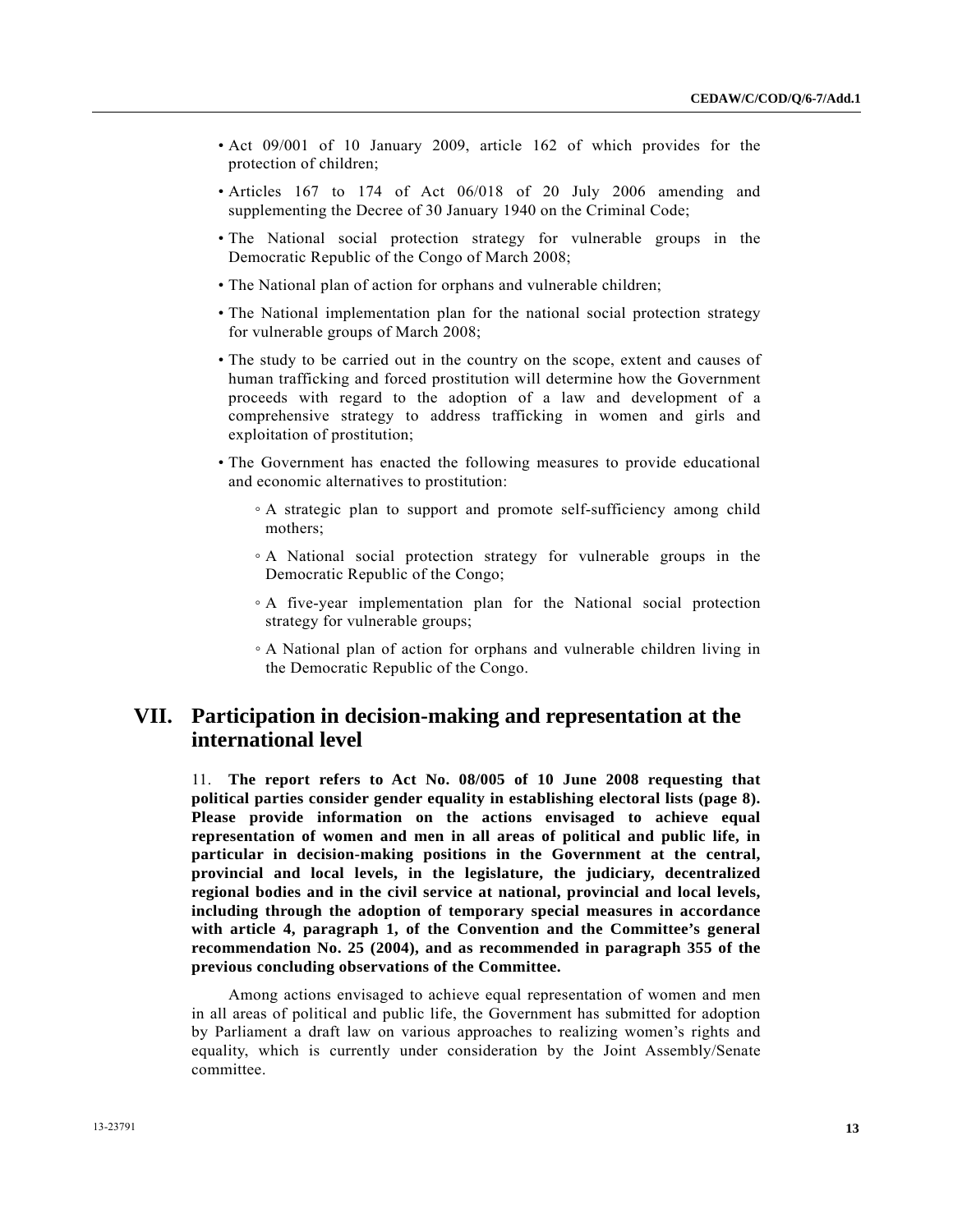- Act 09/001 of 10 January 2009, article 162 of which provides for the protection of children;
- Articles 167 to 174 of Act 06/018 of 20 July 2006 amending and supplementing the Decree of 30 January 1940 on the Criminal Code;
- The National social protection strategy for vulnerable groups in the Democratic Republic of the Congo of March 2008;
- The National plan of action for orphans and vulnerable children;
- The National implementation plan for the national social protection strategy for vulnerable groups of March 2008;
- The study to be carried out in the country on the scope, extent and causes of human trafficking and forced prostitution will determine how the Government proceeds with regard to the adoption of a law and development of a comprehensive strategy to address trafficking in women and girls and exploitation of prostitution;
- The Government has enacted the following measures to provide educational and economic alternatives to prostitution:
  - A strategic plan to support and promote self-sufficiency among child mothers;
  - A National social protection strategy for vulnerable groups in the Democratic Republic of the Congo;
  - A five-year implementation plan for the National social protection strategy for vulnerable groups;
  - A National plan of action for orphans and vulnerable children living in the Democratic Republic of the Congo.

## VII. Participation in decision-making and representation at the international level

11. **The report refers to Act No. 08/005 of 10 June 2008 requesting that political parties consider gender equality in establishing electoral lists (page 8). Please provide information on the actions envisaged to achieve equal representation of women and men in all areas of political and public life, in particular in decision-making positions in the Government at the central, provincial and local levels, in the legislature, the judiciary, decentralized regional bodies and in the civil service at national, provincial and local levels, including through the adoption of temporary special measures in accordance with article 4, paragraph 1, of the Convention and the Committee's general recommendation No. 25 (2004), and as recommended in paragraph 355 of the previous concluding observations of the Committee.**

Among actions envisaged to achieve equal representation of women and men in all areas of political and public life, the Government has submitted for adoption by Parliament a draft law on various approaches to realizing women's rights and equality, which is currently under consideration by the Joint Assembly/Senate committee.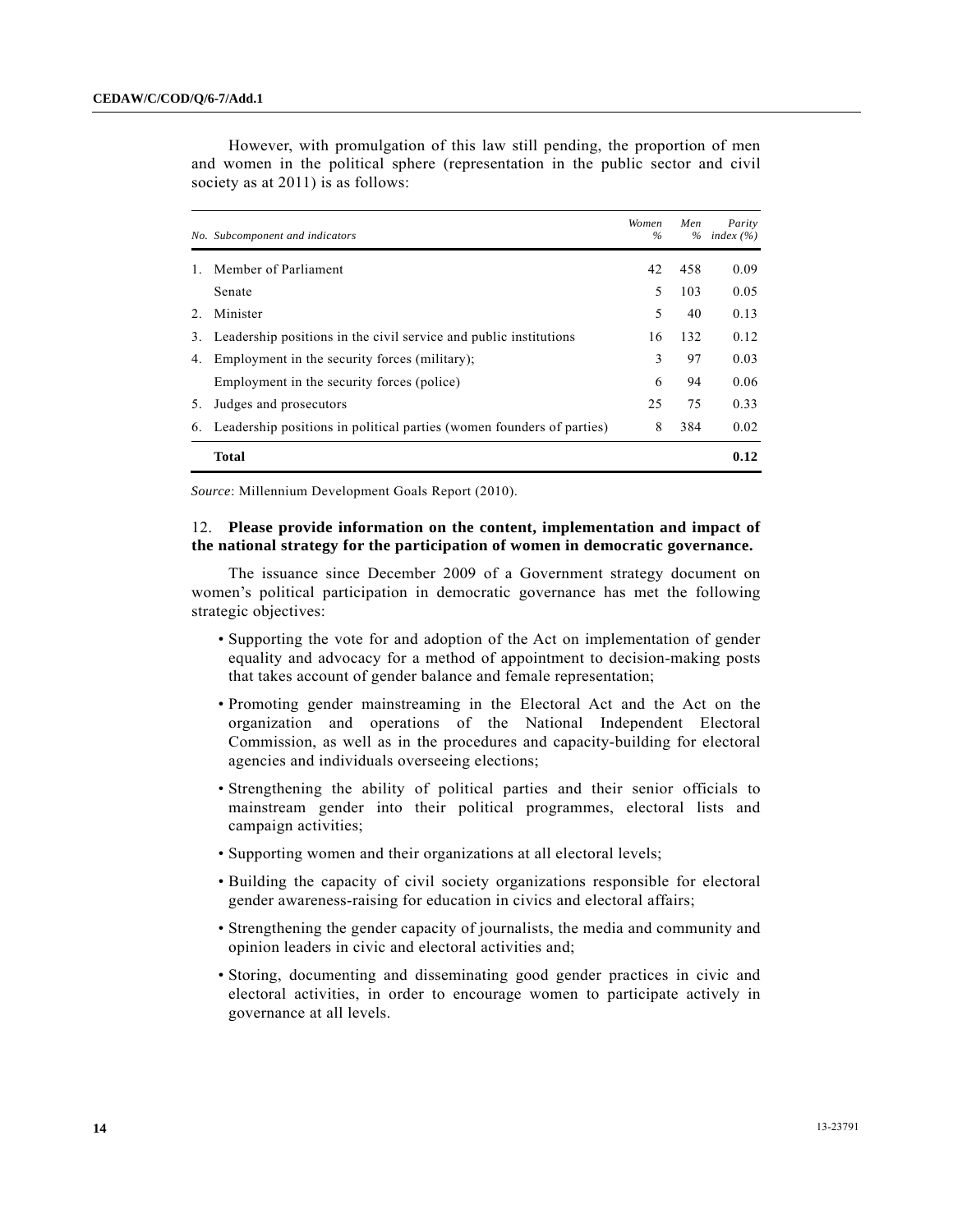However, with promulgation of this law still pending, the proportion of men and women in the political sphere (representation in the public sector and civil society as at 2011) is as follows:

| No. | Subcomponent and indicators | Women % | Men % | Parity index (%) |
|---|---|---|---|---|
| 1. | Member of Parliament | 42 | 458 | 0.09 |
| | Senate | 5 | 103 | 0.05 |
| 2. | Minister | 5 | 40 | 0.13 |
| 3. | Leadership positions in the civil service and public institutions | 16 | 132 | 0.12 |
| 4. | Employment in the security forces (military); | 3 | 97 | 0.03 |
| | Employment in the security forces (police) | 6 | 94 | 0.06 |
| 5. | Judges and prosecutors | 25 | 75 | 0.33 |
| 6. | Leadership positions in political parties (women founders of parties) | 8 | 384 | 0.02 |
| | **Total** | | | **0.12** |

*Source*: Millennium Development Goals Report (2010).

12. **Please provide information on the content, implementation and impact of the national strategy for the participation of women in democratic governance.**

The issuance since December 2009 of a Government strategy document on women's political participation in democratic governance has met the following strategic objectives:

- Supporting the vote for and adoption of the Act on implementation of gender equality and advocacy for a method of appointment to decision-making posts that takes account of gender balance and female representation;
- Promoting gender mainstreaming in the Electoral Act and the Act on the organization and operations of the National Independent Electoral Commission, as well as in the procedures and capacity-building for electoral agencies and individuals overseeing elections;
- Strengthening the ability of political parties and their senior officials to mainstream gender into their political programmes, electoral lists and campaign activities;
- Supporting women and their organizations at all electoral levels;
- Building the capacity of civil society organizations responsible for electoral gender awareness-raising for education in civics and electoral affairs;
- Strengthening the gender capacity of journalists, the media and community and opinion leaders in civic and electoral activities and;
- Storing, documenting and disseminating good gender practices in civic and electoral activities, in order to encourage women to participate actively in governance at all levels.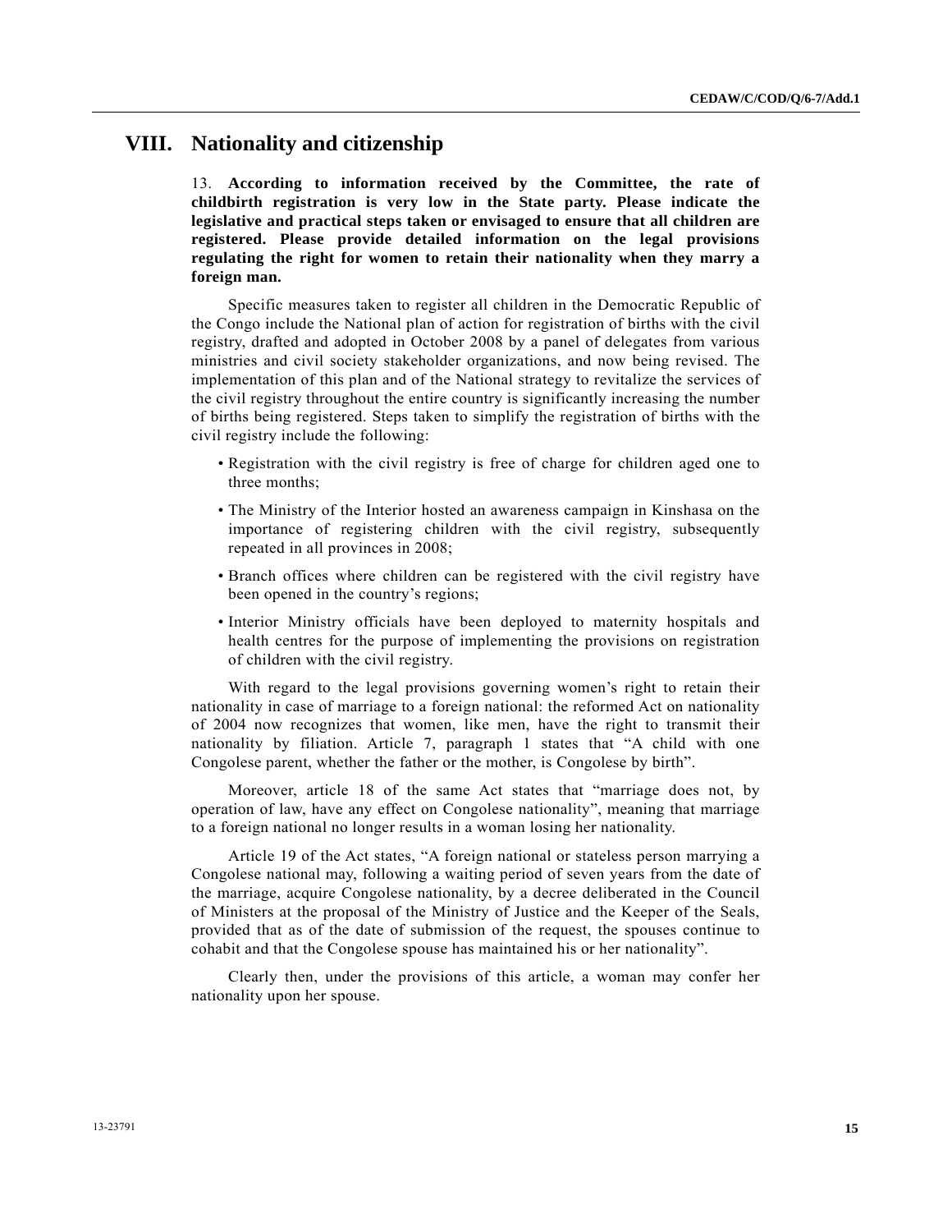# VIII. Nationality and citizenship

13. **According to information received by the Committee, the rate of childbirth registration is very low in the State party. Please indicate the legislative and practical steps taken or envisaged to ensure that all children are registered. Please provide detailed information on the legal provisions regulating the right for women to retain their nationality when they marry a foreign man.**

Specific measures taken to register all children in the Democratic Republic of the Congo include the National plan of action for registration of births with the civil registry, drafted and adopted in October 2008 by a panel of delegates from various ministries and civil society stakeholder organizations, and now being revised. The implementation of this plan and of the National strategy to revitalize the services of the civil registry throughout the entire country is significantly increasing the number of births being registered. Steps taken to simplify the registration of births with the civil registry include the following:

- Registration with the civil registry is free of charge for children aged one to three months;
- The Ministry of the Interior hosted an awareness campaign in Kinshasa on the importance of registering children with the civil registry, subsequently repeated in all provinces in 2008;
- Branch offices where children can be registered with the civil registry have been opened in the country's regions;
- Interior Ministry officials have been deployed to maternity hospitals and health centres for the purpose of implementing the provisions on registration of children with the civil registry.

With regard to the legal provisions governing women's right to retain their nationality in case of marriage to a foreign national: the reformed Act on nationality of 2004 now recognizes that women, like men, have the right to transmit their nationality by filiation. Article 7, paragraph 1 states that "A child with one Congolese parent, whether the father or the mother, is Congolese by birth".

Moreover, article 18 of the same Act states that "marriage does not, by operation of law, have any effect on Congolese nationality", meaning that marriage to a foreign national no longer results in a woman losing her nationality.

Article 19 of the Act states, "A foreign national or stateless person marrying a Congolese national may, following a waiting period of seven years from the date of the marriage, acquire Congolese nationality, by a decree deliberated in the Council of Ministers at the proposal of the Ministry of Justice and the Keeper of the Seals, provided that as of the date of submission of the request, the spouses continue to cohabit and that the Congolese spouse has maintained his or her nationality".

Clearly then, under the provisions of this article, a woman may confer her nationality upon her spouse.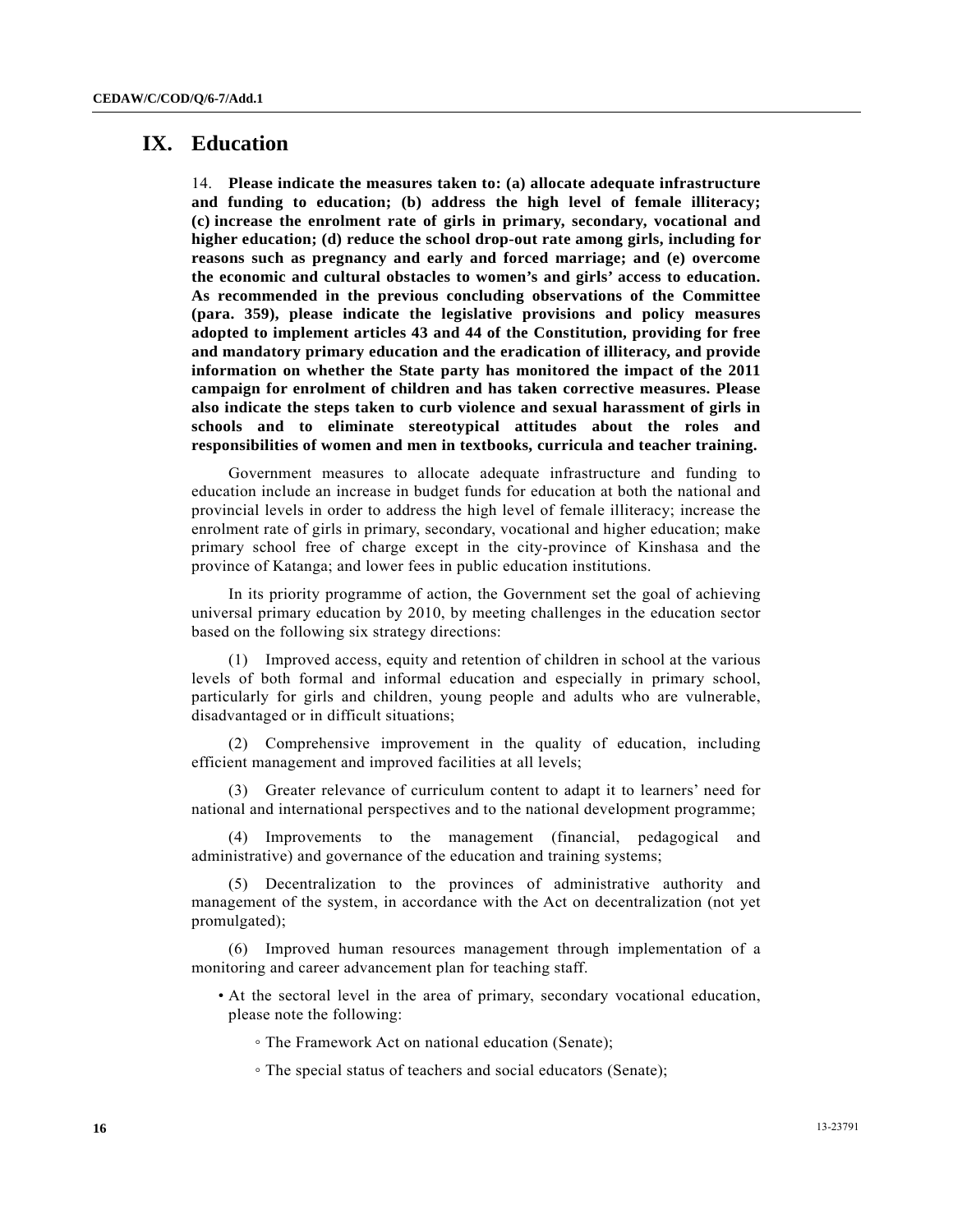# IX. Education

14. **Please indicate the measures taken to: (a) allocate adequate infrastructure and funding to education; (b) address the high level of female illiteracy; (c) increase the enrolment rate of girls in primary, secondary, vocational and higher education; (d) reduce the school drop-out rate among girls, including for reasons such as pregnancy and early and forced marriage; and (e) overcome the economic and cultural obstacles to women's and girls' access to education. As recommended in the previous concluding observations of the Committee (para. 359), please indicate the legislative provisions and policy measures adopted to implement articles 43 and 44 of the Constitution, providing for free and mandatory primary education and the eradication of illiteracy, and provide information on whether the State party has monitored the impact of the 2011 campaign for enrolment of children and has taken corrective measures. Please also indicate the steps taken to curb violence and sexual harassment of girls in schools and to eliminate stereotypical attitudes about the roles and responsibilities of women and men in textbooks, curricula and teacher training.**

Government measures to allocate adequate infrastructure and funding to education include an increase in budget funds for education at both the national and provincial levels in order to address the high level of female illiteracy; increase the enrolment rate of girls in primary, secondary, vocational and higher education; make primary school free of charge except in the city-province of Kinshasa and the province of Katanga; and lower fees in public education institutions.

In its priority programme of action, the Government set the goal of achieving universal primary education by 2010, by meeting challenges in the education sector based on the following six strategy directions:

(1) Improved access, equity and retention of children in school at the various levels of both formal and informal education and especially in primary school, particularly for girls and children, young people and adults who are vulnerable, disadvantaged or in difficult situations;

(2) Comprehensive improvement in the quality of education, including efficient management and improved facilities at all levels;

(3) Greater relevance of curriculum content to adapt it to learners' need for national and international perspectives and to the national development programme;

(4) Improvements to the management (financial, pedagogical and administrative) and governance of the education and training systems;

(5) Decentralization to the provinces of administrative authority and management of the system, in accordance with the Act on decentralization (not yet promulgated);

(6) Improved human resources management through implementation of a monitoring and career advancement plan for teaching staff.

- At the sectoral level in the area of primary, secondary vocational education, please note the following:
  - The Framework Act on national education (Senate);
  - The special status of teachers and social educators (Senate);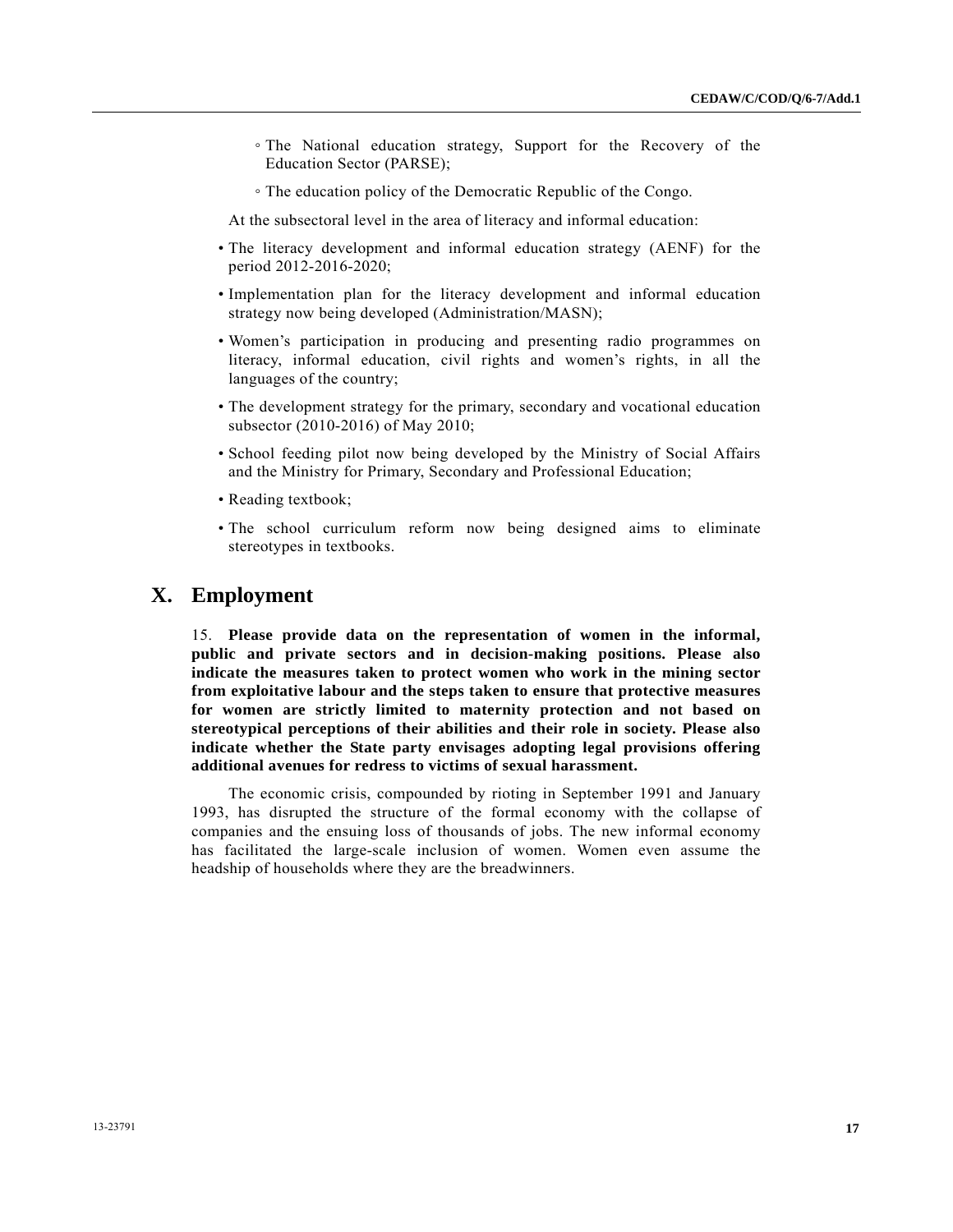- ◦ The National education strategy, Support for the Recovery of the Education Sector (PARSE);
- ◦ The education policy of the Democratic Republic of the Congo.

At the subsectoral level in the area of literacy and informal education:

- The literacy development and informal education strategy (AENF) for the period 2012-2016-2020;
- Implementation plan for the literacy development and informal education strategy now being developed (Administration/MASN);
- Women's participation in producing and presenting radio programmes on literacy, informal education, civil rights and women's rights, in all the languages of the country;
- The development strategy for the primary, secondary and vocational education subsector (2010-2016) of May 2010;
- School feeding pilot now being developed by the Ministry of Social Affairs and the Ministry for Primary, Secondary and Professional Education;
- Reading textbook;
- The school curriculum reform now being designed aims to eliminate stereotypes in textbooks.

# X. Employment

15. **Please provide data on the representation of women in the informal, public and private sectors and in decision-making positions. Please also indicate the measures taken to protect women who work in the mining sector from exploitative labour and the steps taken to ensure that protective measures for women are strictly limited to maternity protection and not based on stereotypical perceptions of their abilities and their role in society. Please also indicate whether the State party envisages adopting legal provisions offering additional avenues for redress to victims of sexual harassment.**

The economic crisis, compounded by rioting in September 1991 and January 1993, has disrupted the structure of the formal economy with the collapse of companies and the ensuing loss of thousands of jobs. The new informal economy has facilitated the large-scale inclusion of women. Women even assume the headship of households where they are the breadwinners.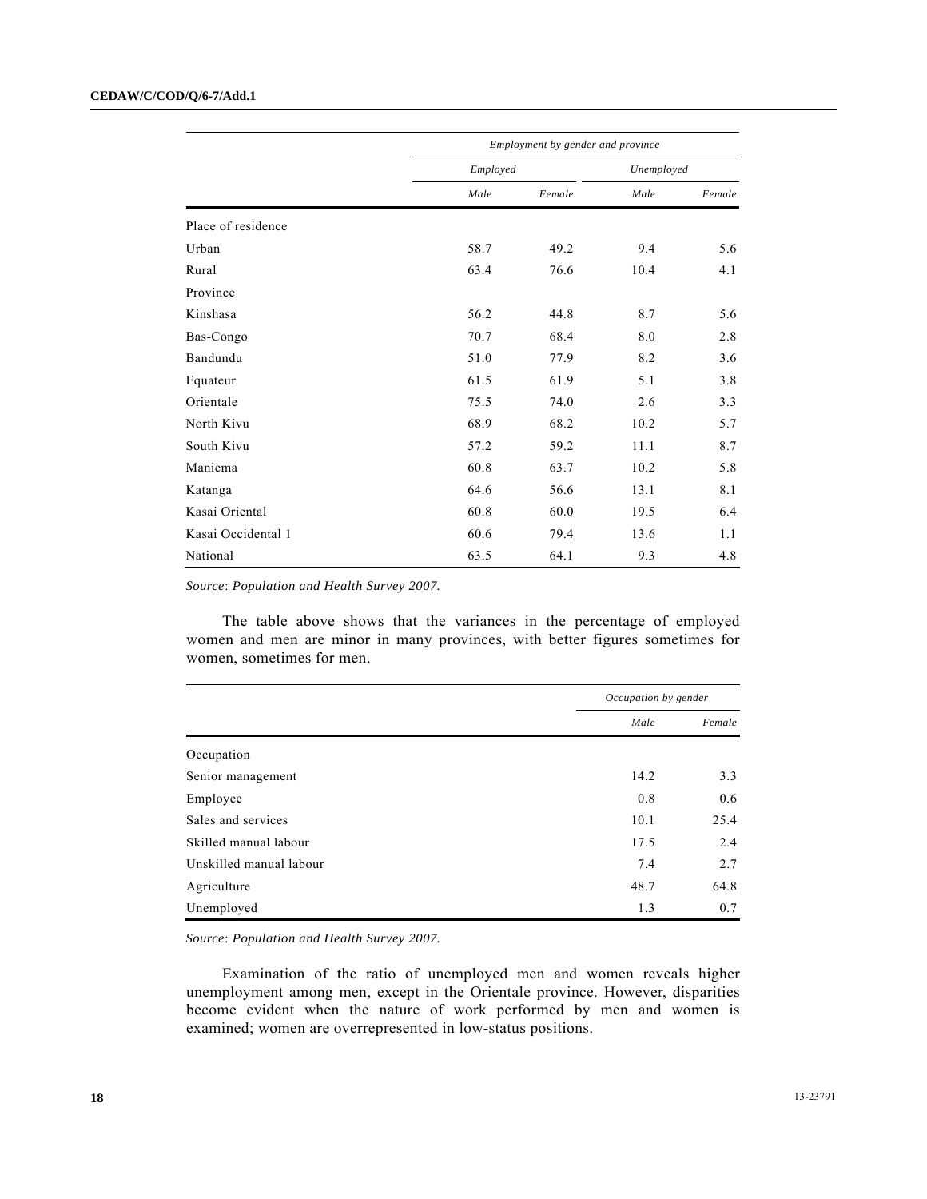| | *Employment by gender and province* | | | |
|---|---|---|---|---|
| | *Employed* | | *Unemployed* | |
| | *Male* | *Female* | *Male* | *Female* |
| Place of residence | | | | |
| Urban | 58.7 | 49.2 | 9.4 | 5.6 |
| Rural | 63.4 | 76.6 | 10.4 | 4.1 |
| Province | | | | |
| Kinshasa | 56.2 | 44.8 | 8.7 | 5.6 |
| Bas-Congo | 70.7 | 68.4 | 8.0 | 2.8 |
| Bandundu | 51.0 | 77.9 | 8.2 | 3.6 |
| Equateur | 61.5 | 61.9 | 5.1 | 3.8 |
| Orientale | 75.5 | 74.0 | 2.6 | 3.3 |
| North Kivu | 68.9 | 68.2 | 10.2 | 5.7 |
| South Kivu | 57.2 | 59.2 | 11.1 | 8.7 |
| Maniema | 60.8 | 63.7 | 10.2 | 5.8 |
| Katanga | 64.6 | 56.6 | 13.1 | 8.1 |
| Kasai Oriental | 60.8 | 60.0 | 19.5 | 6.4 |
| Kasai Occidental 1 | 60.6 | 79.4 | 13.6 | 1.1 |
| National | 63.5 | 64.1 | 9.3 | 4.8 |

*Source*: *Population and Health Survey 2007.*

The table above shows that the variances in the percentage of employed women and men are minor in many provinces, with better figures sometimes for women, sometimes for men.

| | *Occupation by gender* | |
|---|---|---|
| | *Male* | *Female* |
| Occupation | | |
| Senior management | 14.2 | 3.3 |
| Employee | 0.8 | 0.6 |
| Sales and services | 10.1 | 25.4 |
| Skilled manual labour | 17.5 | 2.4 |
| Unskilled manual labour | 7.4 | 2.7 |
| Agriculture | 48.7 | 64.8 |
| Unemployed | 1.3 | 0.7 |

*Source*: *Population and Health Survey 2007.*

Examination of the ratio of unemployed men and women reveals higher unemployment among men, except in the Orientale province. However, disparities become evident when the nature of work performed by men and women is examined; women are overrepresented in low-status positions.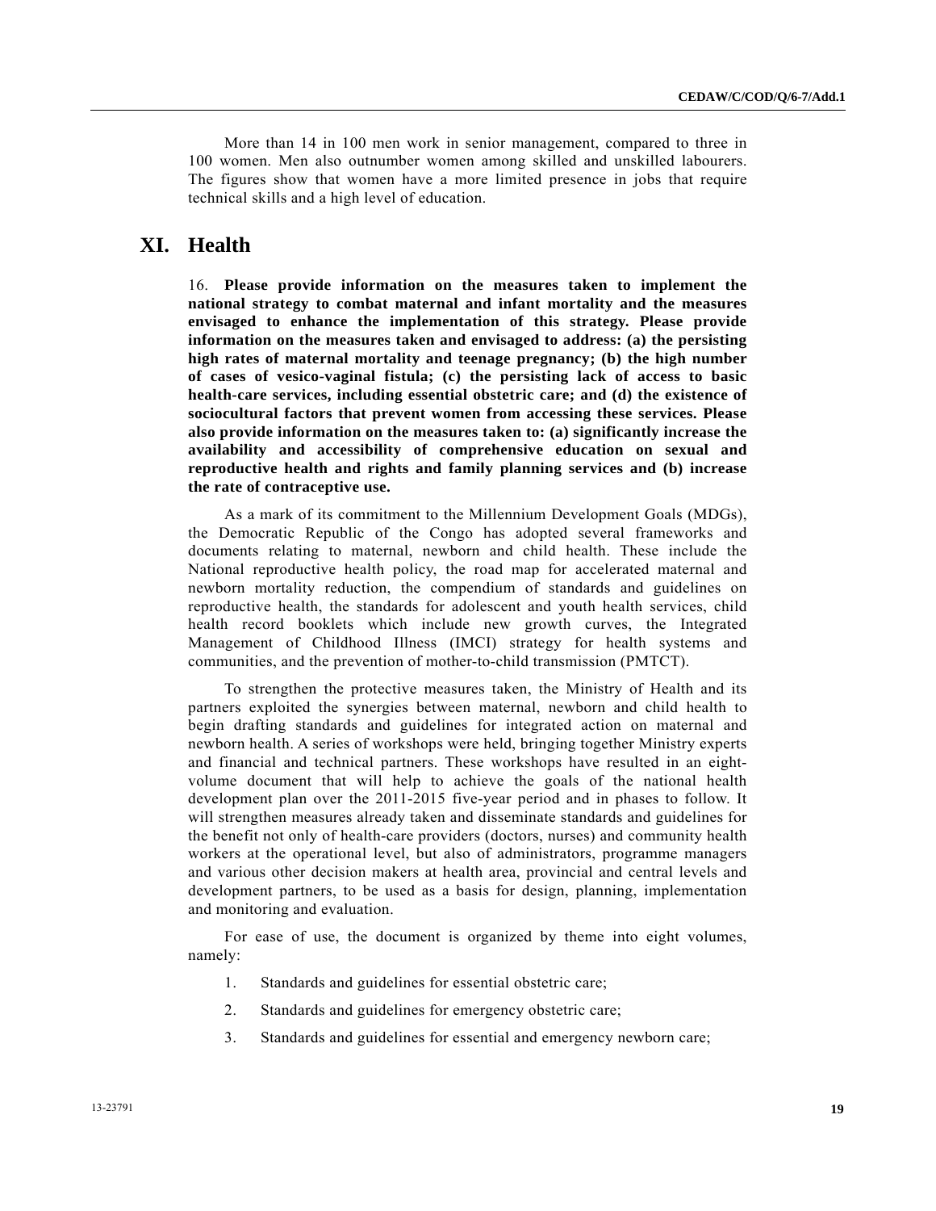More than 14 in 100 men work in senior management, compared to three in 100 women. Men also outnumber women among skilled and unskilled labourers. The figures show that women have a more limited presence in jobs that require technical skills and a high level of education.

# XI. Health

16. **Please provide information on the measures taken to implement the national strategy to combat maternal and infant mortality and the measures envisaged to enhance the implementation of this strategy. Please provide information on the measures taken and envisaged to address: (a) the persisting high rates of maternal mortality and teenage pregnancy; (b) the high number of cases of vesico-vaginal fistula; (c) the persisting lack of access to basic health-care services, including essential obstetric care; and (d) the existence of sociocultural factors that prevent women from accessing these services. Please also provide information on the measures taken to: (a) significantly increase the availability and accessibility of comprehensive education on sexual and reproductive health and rights and family planning services and (b) increase the rate of contraceptive use.**

As a mark of its commitment to the Millennium Development Goals (MDGs), the Democratic Republic of the Congo has adopted several frameworks and documents relating to maternal, newborn and child health. These include the National reproductive health policy, the road map for accelerated maternal and newborn mortality reduction, the compendium of standards and guidelines on reproductive health, the standards for adolescent and youth health services, child health record booklets which include new growth curves, the Integrated Management of Childhood Illness (IMCI) strategy for health systems and communities, and the prevention of mother-to-child transmission (PMTCT).

To strengthen the protective measures taken, the Ministry of Health and its partners exploited the synergies between maternal, newborn and child health to begin drafting standards and guidelines for integrated action on maternal and newborn health. A series of workshops were held, bringing together Ministry experts and financial and technical partners. These workshops have resulted in an eight-volume document that will help to achieve the goals of the national health development plan over the 2011-2015 five-year period and in phases to follow. It will strengthen measures already taken and disseminate standards and guidelines for the benefit not only of health-care providers (doctors, nurses) and community health workers at the operational level, but also of administrators, programme managers and various other decision makers at health area, provincial and central levels and development partners, to be used as a basis for design, planning, implementation and monitoring and evaluation.

For ease of use, the document is organized by theme into eight volumes, namely:

1. Standards and guidelines for essential obstetric care;
2. Standards and guidelines for emergency obstetric care;
3. Standards and guidelines for essential and emergency newborn care;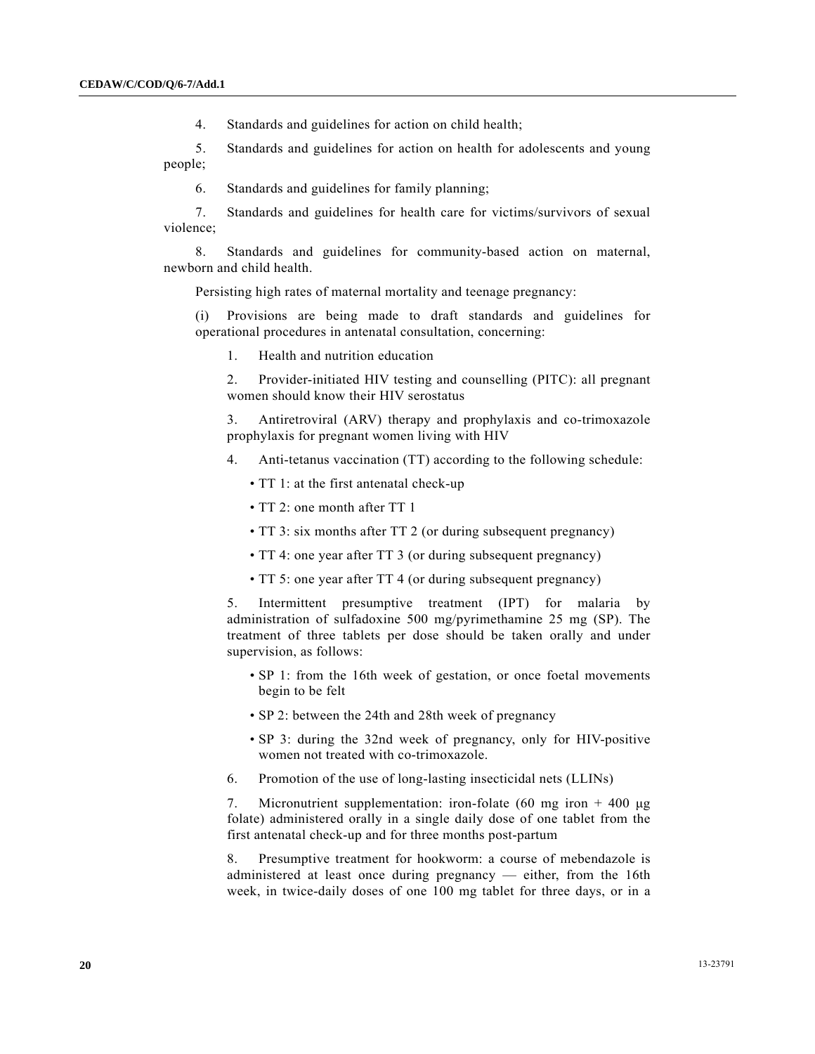4. Standards and guidelines for action on child health;

5. Standards and guidelines for action on health for adolescents and young people;

6. Standards and guidelines for family planning;

7. Standards and guidelines for health care for victims/survivors of sexual violence;

8. Standards and guidelines for community-based action on maternal, newborn and child health.

Persisting high rates of maternal mortality and teenage pregnancy:

(i) Provisions are being made to draft standards and guidelines for operational procedures in antenatal consultation, concerning:

1. Health and nutrition education

2. Provider-initiated HIV testing and counselling (PITC): all pregnant women should know their HIV serostatus

3. Antiretroviral (ARV) therapy and prophylaxis and co-trimoxazole prophylaxis for pregnant women living with HIV

4. Anti-tetanus vaccination (TT) according to the following schedule:

- TT 1: at the first antenatal check-up
- TT 2: one month after TT 1
- TT 3: six months after TT 2 (or during subsequent pregnancy)
- TT 4: one year after TT 3 (or during subsequent pregnancy)
- TT 5: one year after TT 4 (or during subsequent pregnancy)

5. Intermittent presumptive treatment (IPT) for malaria by administration of sulfadoxine 500 mg/pyrimethamine 25 mg (SP). The treatment of three tablets per dose should be taken orally and under supervision, as follows:

- SP 1: from the 16th week of gestation, or once foetal movements begin to be felt
- SP 2: between the 24th and 28th week of pregnancy
- SP 3: during the 32nd week of pregnancy, only for HIV-positive women not treated with co-trimoxazole.

6. Promotion of the use of long-lasting insecticidal nets (LLINs)

7. Micronutrient supplementation: iron-folate (60 mg iron + 400 μg folate) administered orally in a single daily dose of one tablet from the first antenatal check-up and for three months post-partum

8. Presumptive treatment for hookworm: a course of mebendazole is administered at least once during pregnancy — either, from the 16th week, in twice-daily doses of one 100 mg tablet for three days, or in a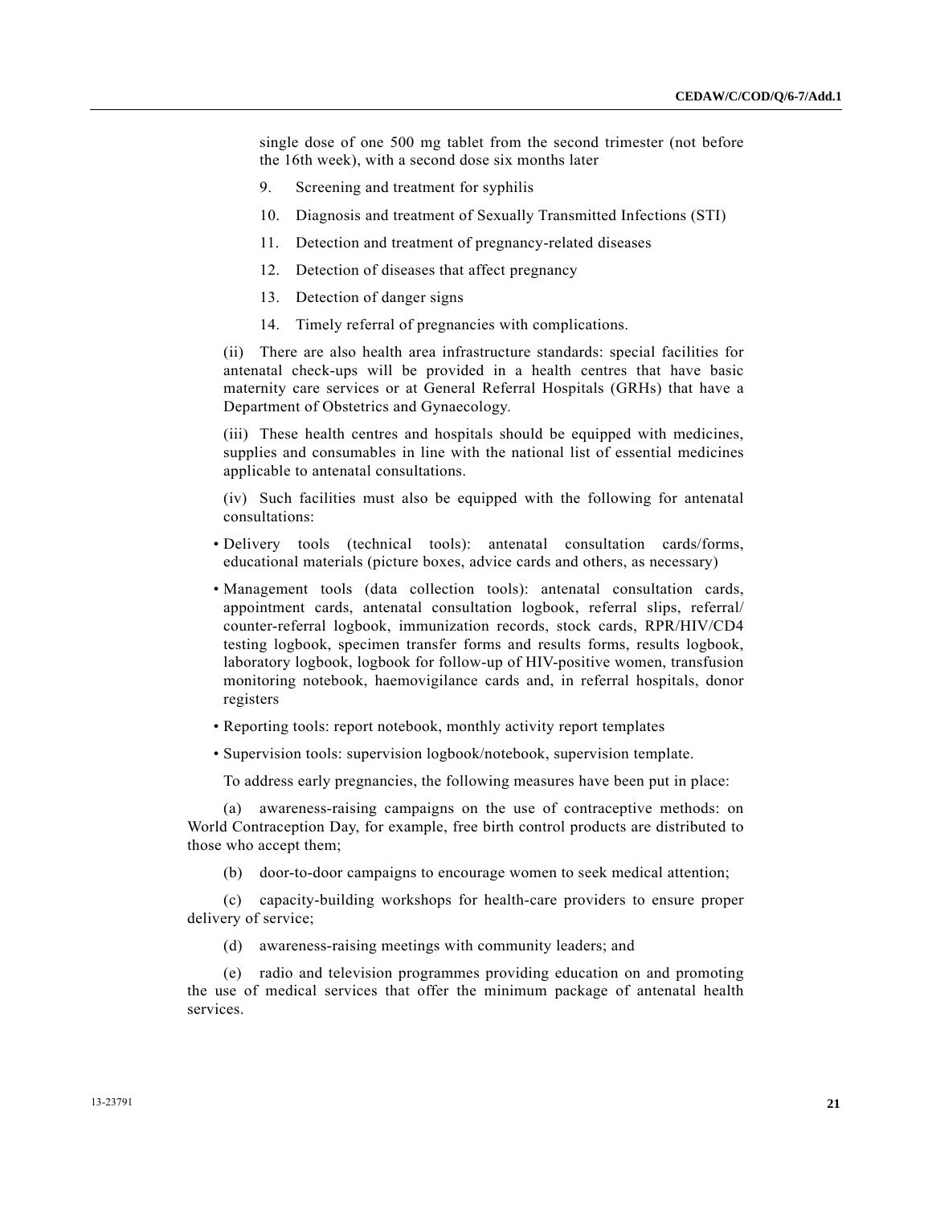single dose of one 500 mg tablet from the second trimester (not before the 16th week), with a second dose six months later

9. Screening and treatment for syphilis

10. Diagnosis and treatment of Sexually Transmitted Infections (STI)

11. Detection and treatment of pregnancy-related diseases

12. Detection of diseases that affect pregnancy

13. Detection of danger signs

14. Timely referral of pregnancies with complications.

(ii) There are also health area infrastructure standards: special facilities for antenatal check-ups will be provided in a health centres that have basic maternity care services or at General Referral Hospitals (GRHs) that have a Department of Obstetrics and Gynaecology.

(iii) These health centres and hospitals should be equipped with medicines, supplies and consumables in line with the national list of essential medicines applicable to antenatal consultations.

(iv) Such facilities must also be equipped with the following for antenatal consultations:

- Delivery tools (technical tools): antenatal consultation cards/forms, educational materials (picture boxes, advice cards and others, as necessary)
- Management tools (data collection tools): antenatal consultation cards, appointment cards, antenatal consultation logbook, referral slips, referral/counter-referral logbook, immunization records, stock cards, RPR/HIV/CD4 testing logbook, specimen transfer forms and results forms, results logbook, laboratory logbook, logbook for follow-up of HIV-positive women, transfusion monitoring notebook, haemovigilance cards and, in referral hospitals, donor registers
- Reporting tools: report notebook, monthly activity report templates
- Supervision tools: supervision logbook/notebook, supervision template.

To address early pregnancies, the following measures have been put in place:

(a) awareness-raising campaigns on the use of contraceptive methods: on World Contraception Day, for example, free birth control products are distributed to those who accept them;

(b) door-to-door campaigns to encourage women to seek medical attention;

(c) capacity-building workshops for health-care providers to ensure proper delivery of service;

(d) awareness-raising meetings with community leaders; and

(e) radio and television programmes providing education on and promoting the use of medical services that offer the minimum package of antenatal health services.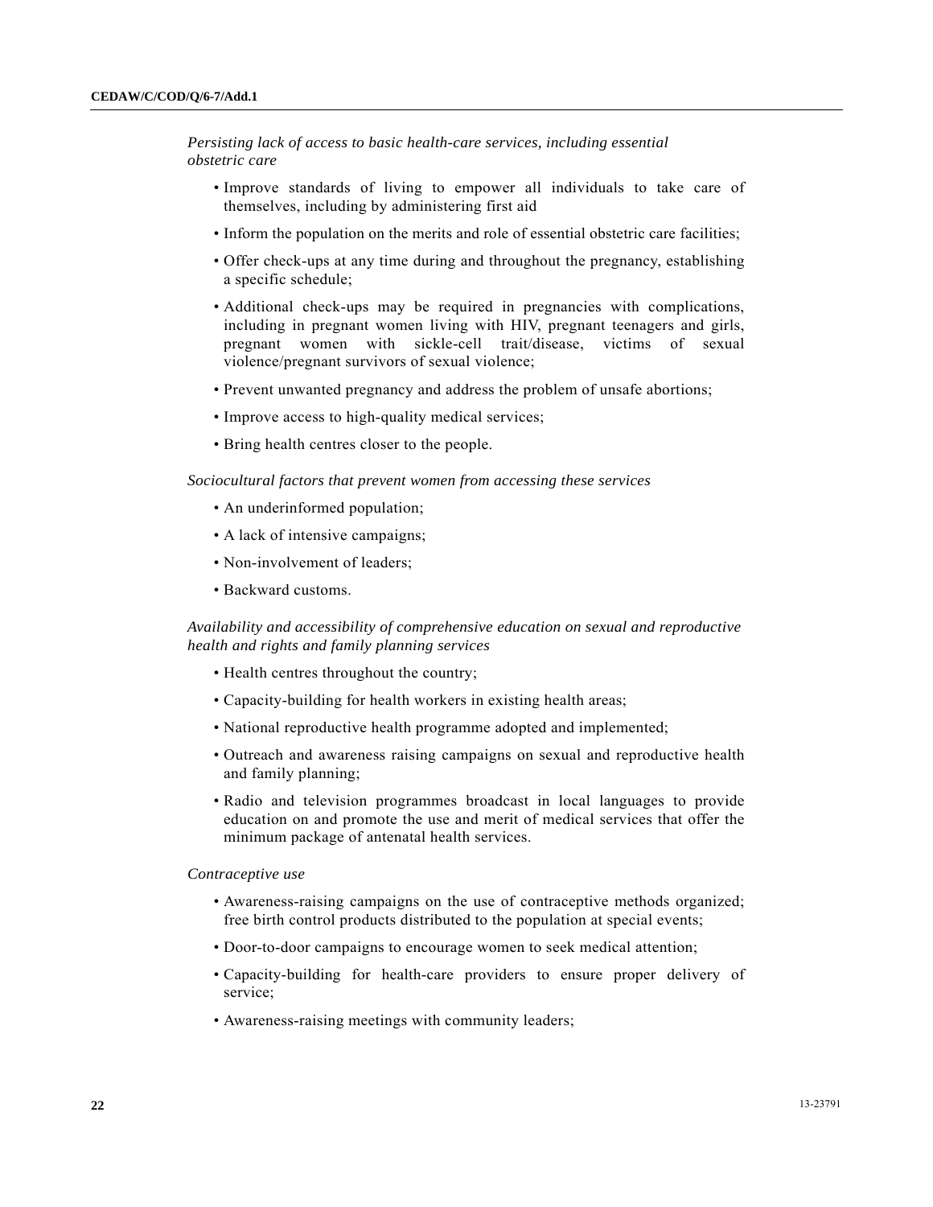*Persisting lack of access to basic health-care services, including essential obstetric care*

- Improve standards of living to empower all individuals to take care of themselves, including by administering first aid
- Inform the population on the merits and role of essential obstetric care facilities;
- Offer check-ups at any time during and throughout the pregnancy, establishing a specific schedule;
- Additional check-ups may be required in pregnancies with complications, including in pregnant women living with HIV, pregnant teenagers and girls, pregnant women with sickle-cell trait/disease, victims of sexual violence/pregnant survivors of sexual violence;
- Prevent unwanted pregnancy and address the problem of unsafe abortions;
- Improve access to high-quality medical services;
- Bring health centres closer to the people.

*Sociocultural factors that prevent women from accessing these services*

- An underinformed population;
- A lack of intensive campaigns;
- Non-involvement of leaders;
- Backward customs.

*Availability and accessibility of comprehensive education on sexual and reproductive health and rights and family planning services*

- Health centres throughout the country;
- Capacity-building for health workers in existing health areas;
- National reproductive health programme adopted and implemented;
- Outreach and awareness raising campaigns on sexual and reproductive health and family planning;
- Radio and television programmes broadcast in local languages to provide education on and promote the use and merit of medical services that offer the minimum package of antenatal health services.

*Contraceptive use*

- Awareness-raising campaigns on the use of contraceptive methods organized; free birth control products distributed to the population at special events;
- Door-to-door campaigns to encourage women to seek medical attention;
- Capacity-building for health-care providers to ensure proper delivery of service;
- Awareness-raising meetings with community leaders;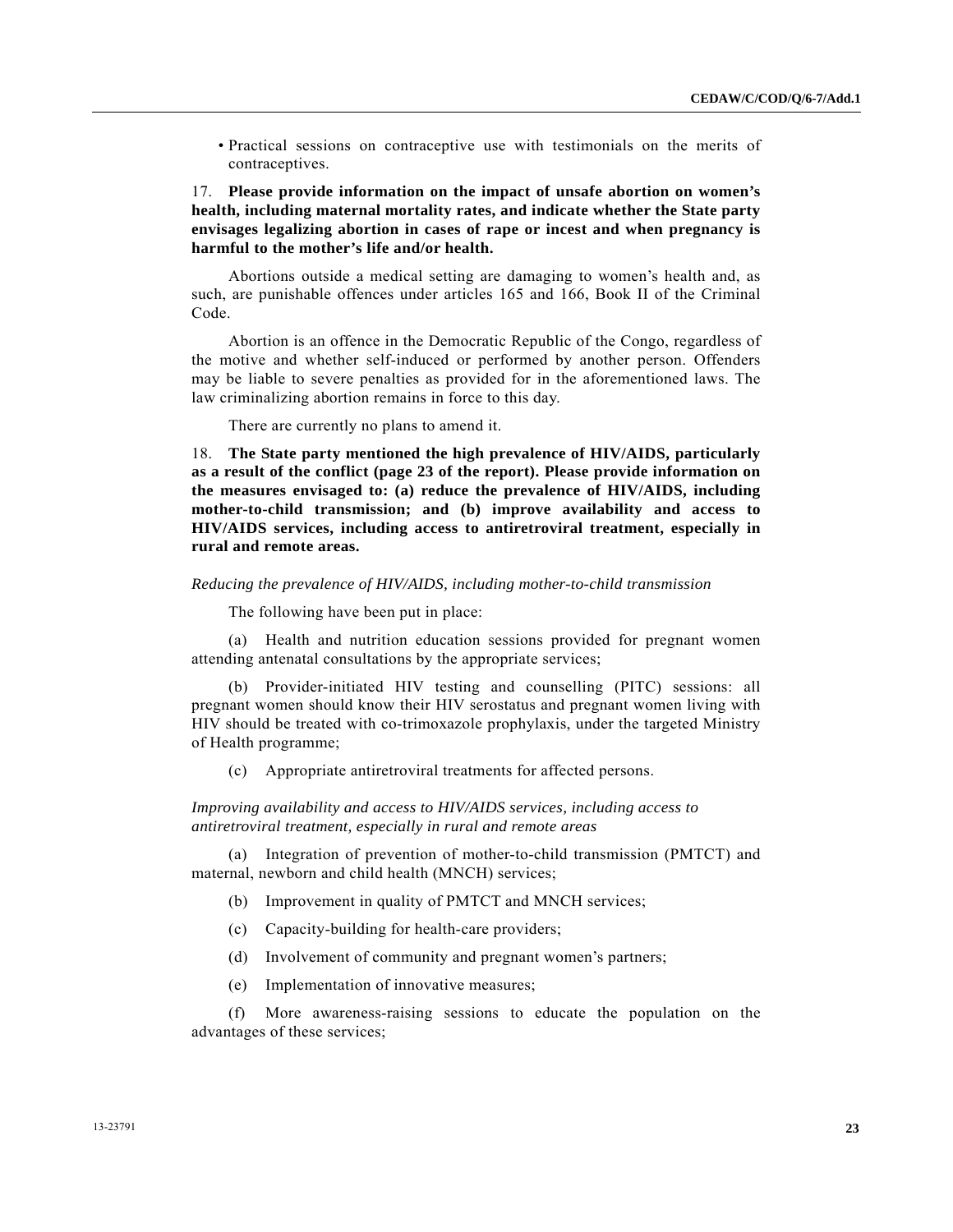- Practical sessions on contraceptive use with testimonials on the merits of contraceptives.

17. **Please provide information on the impact of unsafe abortion on women's health, including maternal mortality rates, and indicate whether the State party envisages legalizing abortion in cases of rape or incest and when pregnancy is harmful to the mother's life and/or health.**

Abortions outside a medical setting are damaging to women's health and, as such, are punishable offences under articles 165 and 166, Book II of the Criminal Code.

Abortion is an offence in the Democratic Republic of the Congo, regardless of the motive and whether self-induced or performed by another person. Offenders may be liable to severe penalties as provided for in the aforementioned laws. The law criminalizing abortion remains in force to this day.

There are currently no plans to amend it.

18. **The State party mentioned the high prevalence of HIV/AIDS, particularly as a result of the conflict (page 23 of the report). Please provide information on the measures envisaged to: (a) reduce the prevalence of HIV/AIDS, including mother-to-child transmission; and (b) improve availability and access to HIV/AIDS services, including access to antiretroviral treatment, especially in rural and remote areas.**

*Reducing the prevalence of HIV/AIDS, including mother-to-child transmission*

The following have been put in place:

(a) Health and nutrition education sessions provided for pregnant women attending antenatal consultations by the appropriate services;

(b) Provider-initiated HIV testing and counselling (PITC) sessions: all pregnant women should know their HIV serostatus and pregnant women living with HIV should be treated with co-trimoxazole prophylaxis, under the targeted Ministry of Health programme;

(c) Appropriate antiretroviral treatments for affected persons.

*Improving availability and access to HIV/AIDS services, including access to antiretroviral treatment, especially in rural and remote areas*

(a) Integration of prevention of mother-to-child transmission (PMTCT) and maternal, newborn and child health (MNCH) services;

(b) Improvement in quality of PMTCT and MNCH services;

(c) Capacity-building for health-care providers;

(d) Involvement of community and pregnant women's partners;

(e) Implementation of innovative measures;

(f) More awareness-raising sessions to educate the population on the advantages of these services;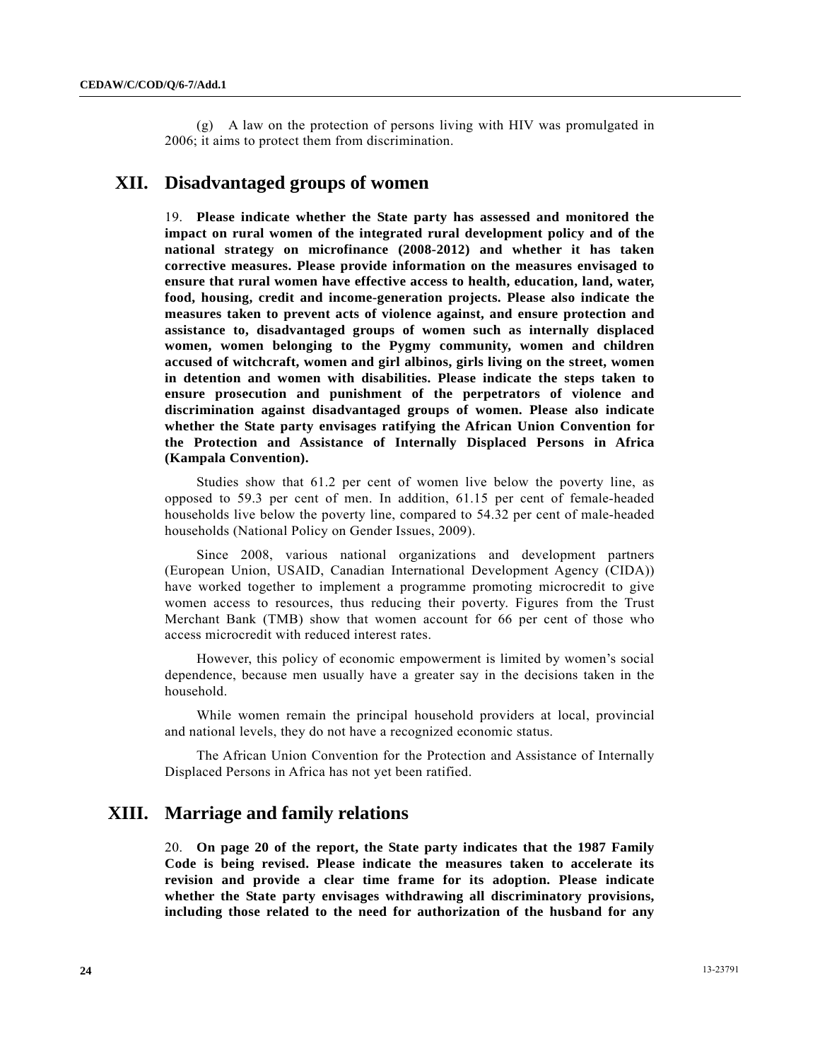(g) A law on the protection of persons living with HIV was promulgated in 2006; it aims to protect them from discrimination.

# XII. Disadvantaged groups of women

19. **Please indicate whether the State party has assessed and monitored the impact on rural women of the integrated rural development policy and of the national strategy on microfinance (2008-2012) and whether it has taken corrective measures. Please provide information on the measures envisaged to ensure that rural women have effective access to health, education, land, water, food, housing, credit and income-generation projects. Please also indicate the measures taken to prevent acts of violence against, and ensure protection and assistance to, disadvantaged groups of women such as internally displaced women, women belonging to the Pygmy community, women and children accused of witchcraft, women and girl albinos, girls living on the street, women in detention and women with disabilities. Please indicate the steps taken to ensure prosecution and punishment of the perpetrators of violence and discrimination against disadvantaged groups of women. Please also indicate whether the State party envisages ratifying the African Union Convention for the Protection and Assistance of Internally Displaced Persons in Africa (Kampala Convention).**

Studies show that 61.2 per cent of women live below the poverty line, as opposed to 59.3 per cent of men. In addition, 61.15 per cent of female-headed households live below the poverty line, compared to 54.32 per cent of male-headed households (National Policy on Gender Issues, 2009).

Since 2008, various national organizations and development partners (European Union, USAID, Canadian International Development Agency (CIDA)) have worked together to implement a programme promoting microcredit to give women access to resources, thus reducing their poverty. Figures from the Trust Merchant Bank (TMB) show that women account for 66 per cent of those who access microcredit with reduced interest rates.

However, this policy of economic empowerment is limited by women's social dependence, because men usually have a greater say in the decisions taken in the household.

While women remain the principal household providers at local, provincial and national levels, they do not have a recognized economic status.

The African Union Convention for the Protection and Assistance of Internally Displaced Persons in Africa has not yet been ratified.

# XIII. Marriage and family relations

20. **On page 20 of the report, the State party indicates that the 1987 Family Code is being revised. Please indicate the measures taken to accelerate its revision and provide a clear time frame for its adoption. Please indicate whether the State party envisages withdrawing all discriminatory provisions, including those related to the need for authorization of the husband for any**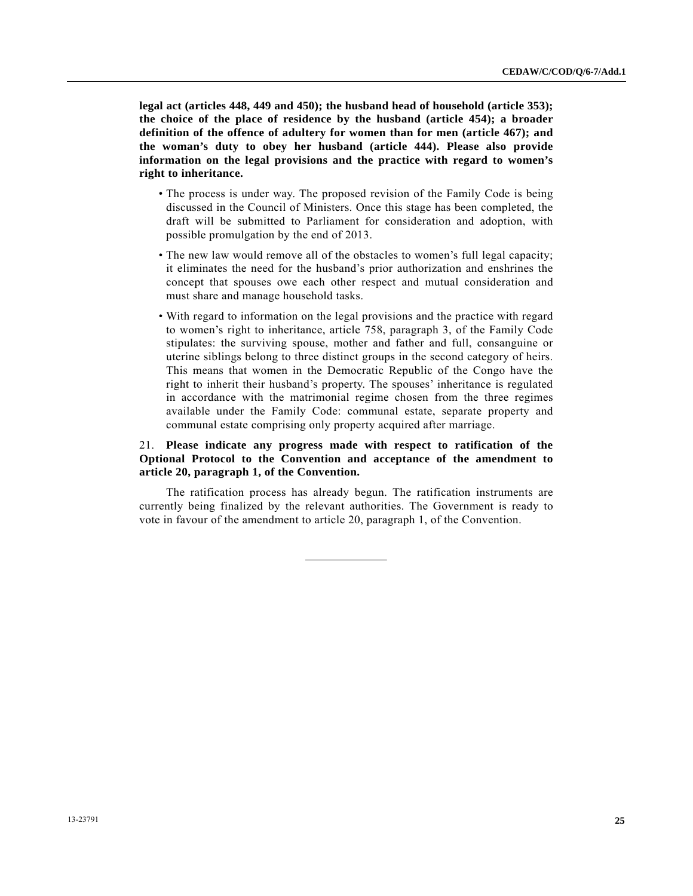**legal act (articles 448, 449 and 450); the husband head of household (article 353); the choice of the place of residence by the husband (article 454); a broader definition of the offence of adultery for women than for men (article 467); and the woman's duty to obey her husband (article 444). Please also provide information on the legal provisions and the practice with regard to women's right to inheritance.**

- The process is under way. The proposed revision of the Family Code is being discussed in the Council of Ministers. Once this stage has been completed, the draft will be submitted to Parliament for consideration and adoption, with possible promulgation by the end of 2013.
- The new law would remove all of the obstacles to women's full legal capacity; it eliminates the need for the husband's prior authorization and enshrines the concept that spouses owe each other respect and mutual consideration and must share and manage household tasks.
- With regard to information on the legal provisions and the practice with regard to women's right to inheritance, article 758, paragraph 3, of the Family Code stipulates: the surviving spouse, mother and father and full, consanguine or uterine siblings belong to three distinct groups in the second category of heirs. This means that women in the Democratic Republic of the Congo have the right to inherit their husband's property. The spouses' inheritance is regulated in accordance with the matrimonial regime chosen from the three regimes available under the Family Code: communal estate, separate property and communal estate comprising only property acquired after marriage.

21. **Please indicate any progress made with respect to ratification of the Optional Protocol to the Convention and acceptance of the amendment to article 20, paragraph 1, of the Convention.**

The ratification process has already begun. The ratification instruments are currently being finalized by the relevant authorities. The Government is ready to vote in favour of the amendment to article 20, paragraph 1, of the Convention.